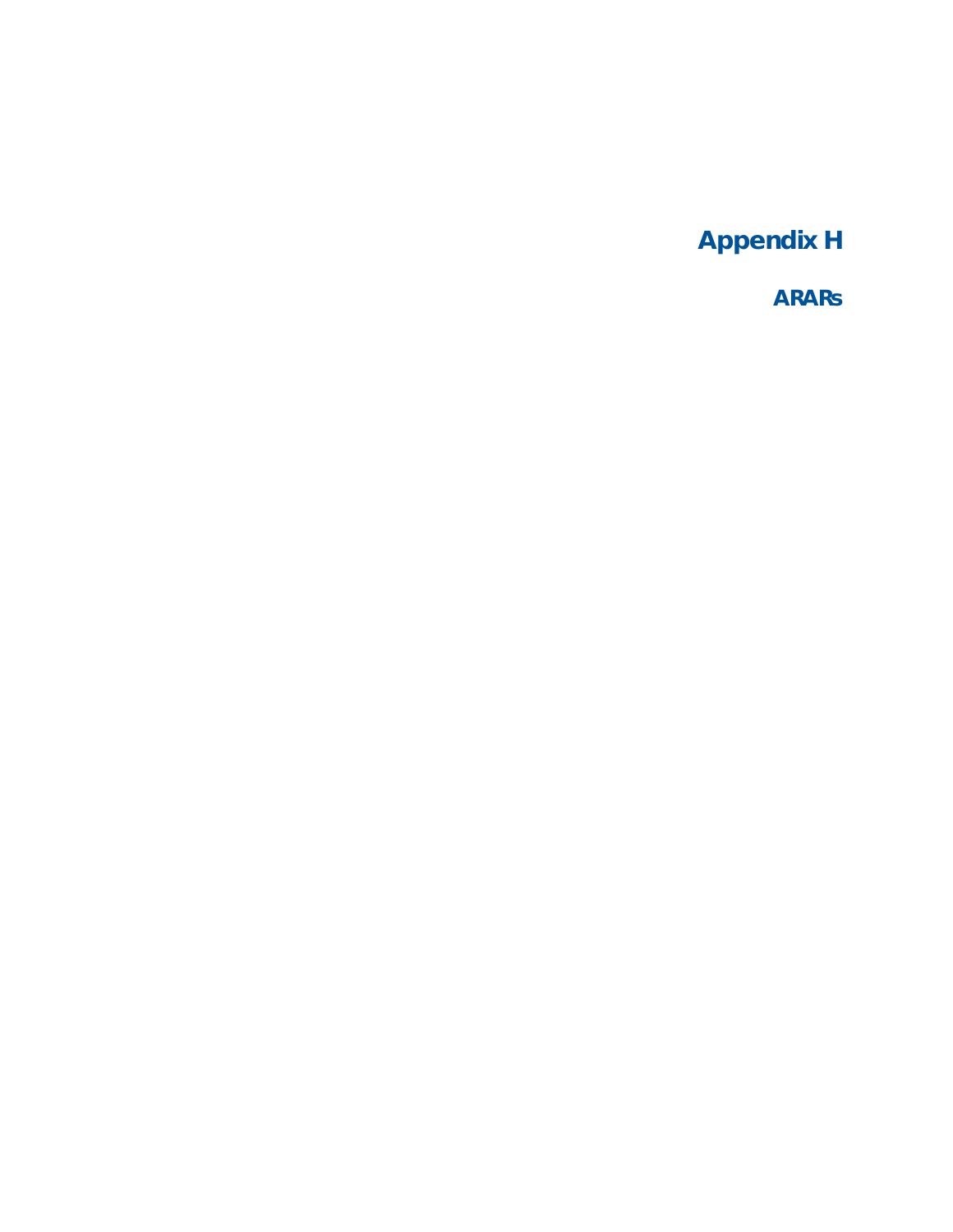# Appendix H

## ARARs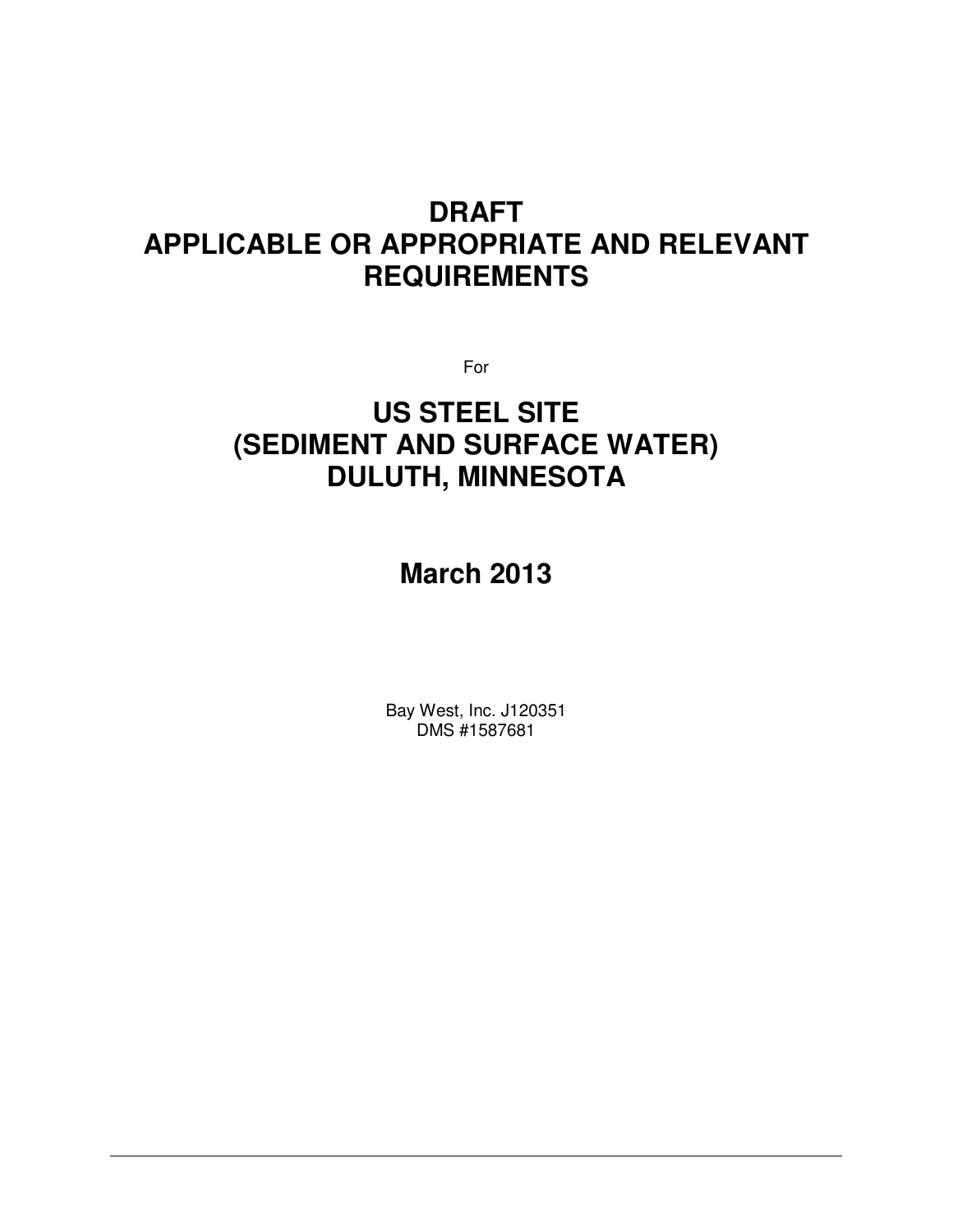# DRAFT
# APPLICABLE OR APPROPRIATE AND RELEVANT REQUIREMENTS

For

# US STEEL SITE
# (SEDIMENT AND SURFACE WATER)
# DULUTH, MINNESOTA

## March 2013

Bay West, Inc. J120351
DMS #1587681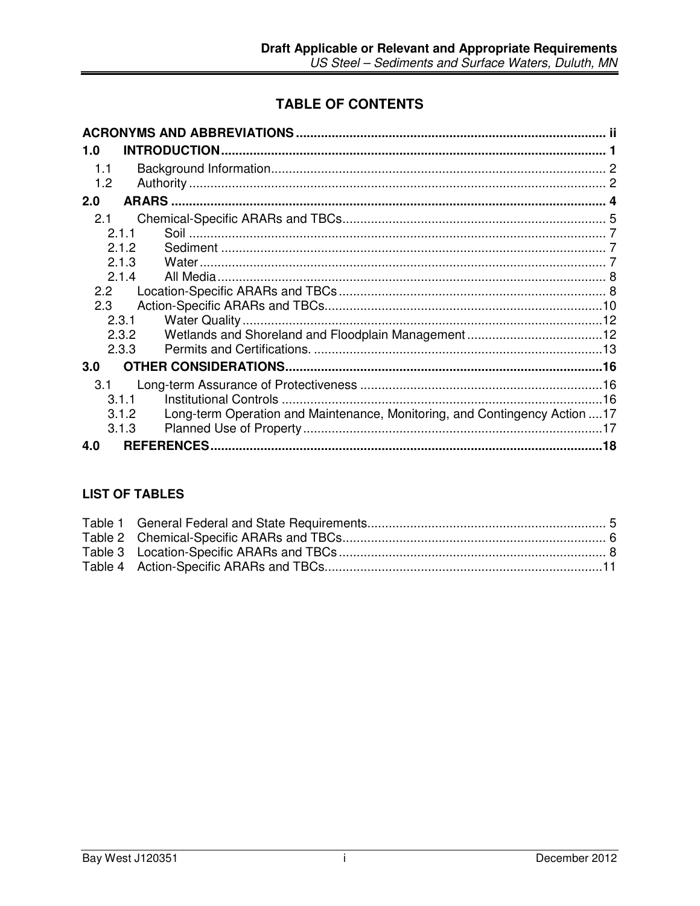# TABLE OF CONTENTS

**ACRONYMS AND ABBREVIATIONS** ..... ii

**1.0 INTRODUCTION** ..... 1

- 1.1 Background Information ..... 2
- 1.2 Authority ..... 2

**2.0 ARARS** ..... 4

- 2.1 Chemical-Specific ARARs and TBCs ..... 5
  - 2.1.1 Soil ..... 7
  - 2.1.2 Sediment ..... 7
  - 2.1.3 Water ..... 7
  - 2.1.4 All Media ..... 8
- 2.2 Location-Specific ARARs and TBCs ..... 8
- 2.3 Action-Specific ARARs and TBCs ..... 10
  - 2.3.1 Water Quality ..... 12
  - 2.3.2 Wetlands and Shoreland and Floodplain Management ..... 12
  - 2.3.3 Permits and Certifications. ..... 13

**3.0 OTHER CONSIDERATIONS** ..... 16

- 3.1 Long-term Assurance of Protectiveness ..... 16
  - 3.1.1 Institutional Controls ..... 16
  - 3.1.2 Long-term Operation and Maintenance, Monitoring, and Contingency Action ..... 17
  - 3.1.3 Planned Use of Property ..... 17

**4.0 REFERENCES** ..... 18

## LIST OF TABLES

- Table 1 General Federal and State Requirements ..... 5
- Table 2 Chemical-Specific ARARs and TBCs ..... 6
- Table 3 Location-Specific ARARs and TBCs ..... 8
- Table 4 Action-Specific ARARs and TBCs ..... 11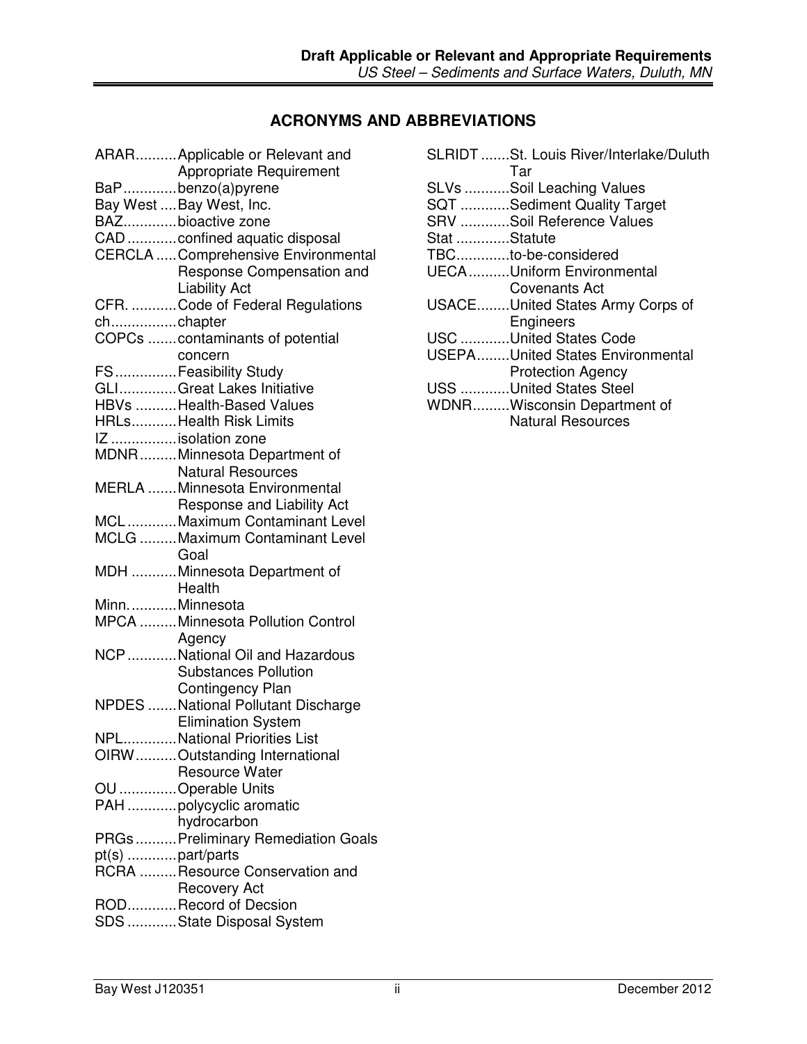## ACRONYMS AND ABBREVIATIONS

ARAR..........Applicable or Relevant and Appropriate Requirement
BaP.............benzo(a)pyrene
Bay West ....Bay West, Inc.
BAZ.............bioactive zone
CAD ............confined aquatic disposal
CERCLA .....Comprehensive Environmental Response Compensation and Liability Act
CFR. ...........Code of Federal Regulations
ch................chapter
COPCs .......contaminants of potential concern
FS...............Feasibility Study
GLI..............Great Lakes Initiative
HBVs ..........Health-Based Values
HRLs...........Health Risk Limits
IZ ................isolation zone
MDNR.........Minnesota Department of Natural Resources
MERLA .......Minnesota Environmental Response and Liability Act
MCL............Maximum Contaminant Level
MCLG .........Maximum Contaminant Level Goal
MDH ...........Minnesota Department of Health
Minn. ...........Minnesota
MPCA .........Minnesota Pollution Control Agency
NCP ............National Oil and Hazardous Substances Pollution Contingency Plan
NPDES .......National Pollutant Discharge Elimination System
NPL.............National Priorities List
OIRW..........Outstanding International Resource Water
OU ..............Operable Units
PAH ............polycyclic aromatic hydrocarbon
PRGs..........Preliminary Remediation Goals
pt(s) ............part/parts
RCRA .........Resource Conservation and Recovery Act
ROD............Record of Decsion
SDS ............State Disposal System
SLRIDT .......St. Louis River/Interlake/Duluth Tar
SLVs ...........Soil Leaching Values
SQT ............Sediment Quality Target
SRV ............Soil Reference Values
Stat .............Statute
TBC.............to-be-considered
UECA..........Uniform Environmental Covenants Act
USACE........United States Army Corps of Engineers
USC ............United States Code
USEPA........United States Environmental Protection Agency
USS ............United States Steel
WDNR.........Wisconsin Department of Natural Resources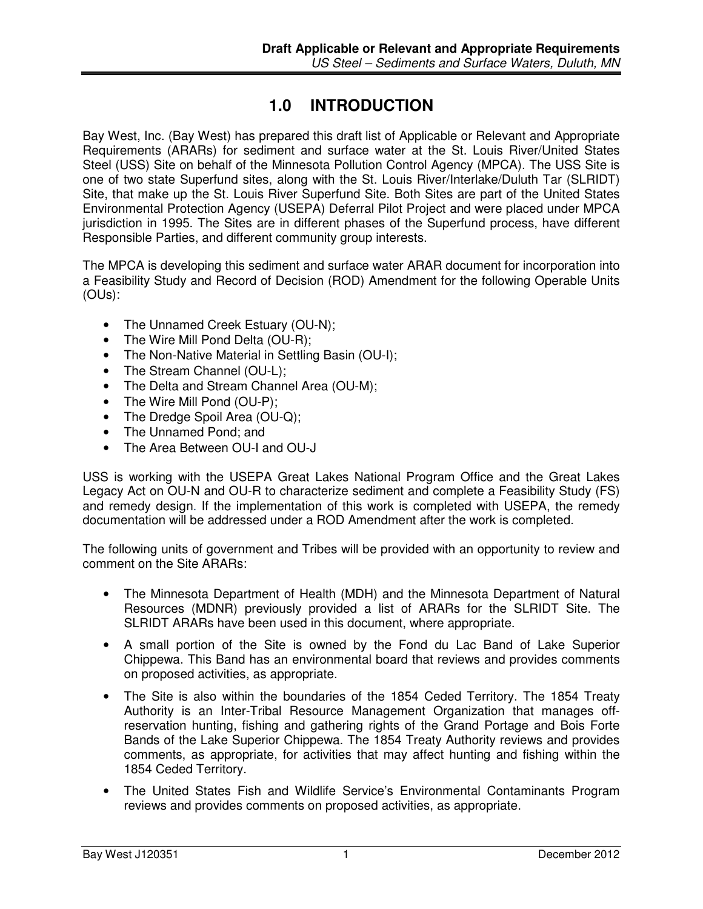# 1.0 INTRODUCTION

Bay West, Inc. (Bay West) has prepared this draft list of Applicable or Relevant and Appropriate Requirements (ARARs) for sediment and surface water at the St. Louis River/United States Steel (USS) Site on behalf of the Minnesota Pollution Control Agency (MPCA). The USS Site is one of two state Superfund sites, along with the St. Louis River/Interlake/Duluth Tar (SLRIDT) Site, that make up the St. Louis River Superfund Site. Both Sites are part of the United States Environmental Protection Agency (USEPA) Deferral Pilot Project and were placed under MPCA jurisdiction in 1995. The Sites are in different phases of the Superfund process, have different Responsible Parties, and different community group interests.

The MPCA is developing this sediment and surface water ARAR document for incorporation into a Feasibility Study and Record of Decision (ROD) Amendment for the following Operable Units (OUs):

- The Unnamed Creek Estuary (OU-N);
- The Wire Mill Pond Delta (OU-R);
- The Non-Native Material in Settling Basin (OU-I);
- The Stream Channel (OU-L);
- The Delta and Stream Channel Area (OU-M);
- The Wire Mill Pond (OU-P);
- The Dredge Spoil Area (OU-Q);
- The Unnamed Pond; and
- The Area Between OU-I and OU-J

USS is working with the USEPA Great Lakes National Program Office and the Great Lakes Legacy Act on OU-N and OU-R to characterize sediment and complete a Feasibility Study (FS) and remedy design. If the implementation of this work is completed with USEPA, the remedy documentation will be addressed under a ROD Amendment after the work is completed.

The following units of government and Tribes will be provided with an opportunity to review and comment on the Site ARARs:

- The Minnesota Department of Health (MDH) and the Minnesota Department of Natural Resources (MDNR) previously provided a list of ARARs for the SLRIDT Site. The SLRIDT ARARs have been used in this document, where appropriate.
- A small portion of the Site is owned by the Fond du Lac Band of Lake Superior Chippewa. This Band has an environmental board that reviews and provides comments on proposed activities, as appropriate.
- The Site is also within the boundaries of the 1854 Ceded Territory. The 1854 Treaty Authority is an Inter-Tribal Resource Management Organization that manages off-reservation hunting, fishing and gathering rights of the Grand Portage and Bois Forte Bands of the Lake Superior Chippewa. The 1854 Treaty Authority reviews and provides comments, as appropriate, for activities that may affect hunting and fishing within the 1854 Ceded Territory.
- The United States Fish and Wildlife Service's Environmental Contaminants Program reviews and provides comments on proposed activities, as appropriate.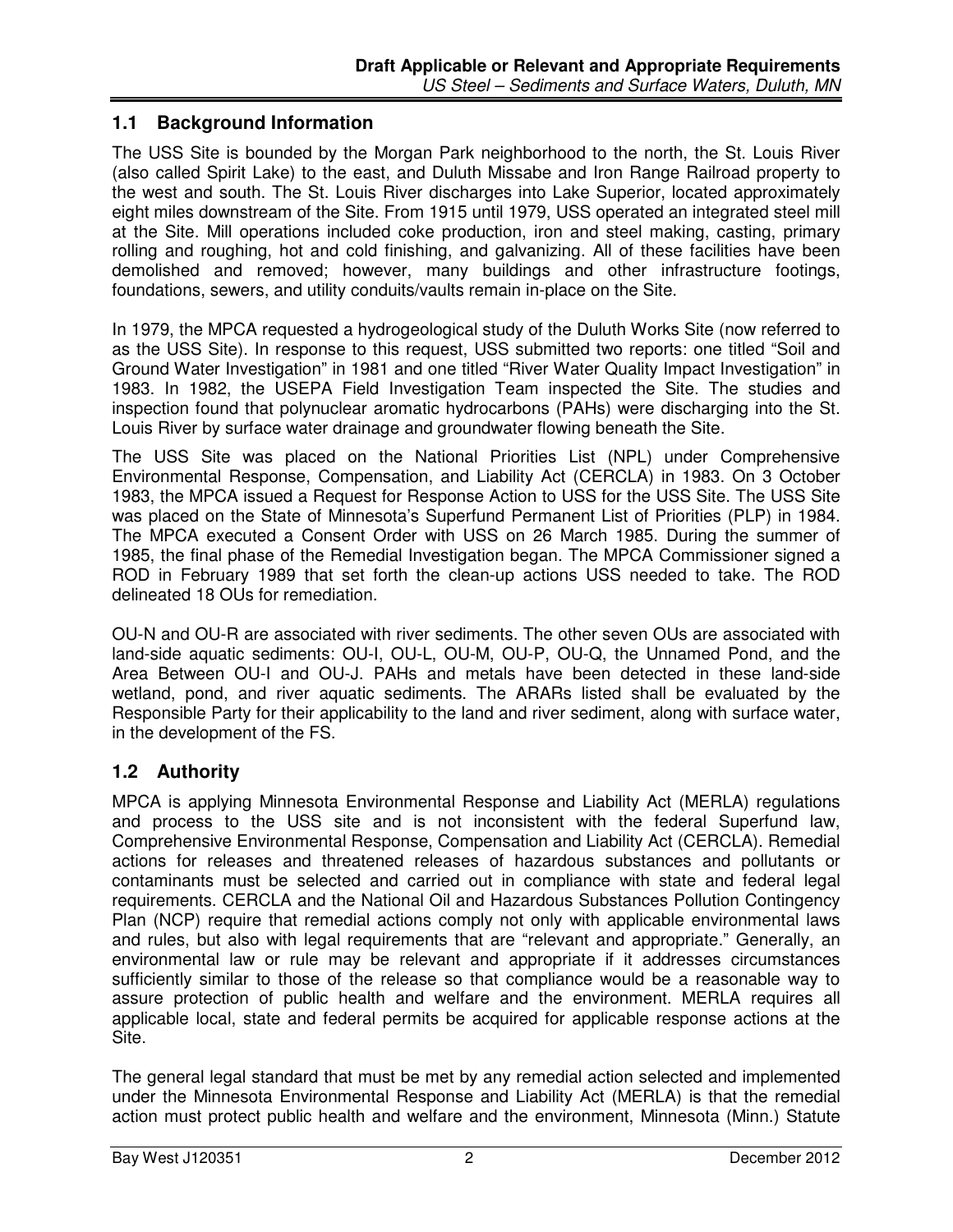## 1.1 Background Information

The USS Site is bounded by the Morgan Park neighborhood to the north, the St. Louis River (also called Spirit Lake) to the east, and Duluth Missabe and Iron Range Railroad property to the west and south. The St. Louis River discharges into Lake Superior, located approximately eight miles downstream of the Site. From 1915 until 1979, USS operated an integrated steel mill at the Site. Mill operations included coke production, iron and steel making, casting, primary rolling and roughing, hot and cold finishing, and galvanizing. All of these facilities have been demolished and removed; however, many buildings and other infrastructure footings, foundations, sewers, and utility conduits/vaults remain in-place on the Site.

In 1979, the MPCA requested a hydrogeological study of the Duluth Works Site (now referred to as the USS Site). In response to this request, USS submitted two reports: one titled "Soil and Ground Water Investigation" in 1981 and one titled "River Water Quality Impact Investigation" in 1983. In 1982, the USEPA Field Investigation Team inspected the Site. The studies and inspection found that polynuclear aromatic hydrocarbons (PAHs) were discharging into the St. Louis River by surface water drainage and groundwater flowing beneath the Site.

The USS Site was placed on the National Priorities List (NPL) under Comprehensive Environmental Response, Compensation, and Liability Act (CERCLA) in 1983. On 3 October 1983, the MPCA issued a Request for Response Action to USS for the USS Site. The USS Site was placed on the State of Minnesota's Superfund Permanent List of Priorities (PLP) in 1984. The MPCA executed a Consent Order with USS on 26 March 1985. During the summer of 1985, the final phase of the Remedial Investigation began. The MPCA Commissioner signed a ROD in February 1989 that set forth the clean-up actions USS needed to take. The ROD delineated 18 OUs for remediation.

OU-N and OU-R are associated with river sediments. The other seven OUs are associated with land-side aquatic sediments: OU-I, OU-L, OU-M, OU-P, OU-Q, the Unnamed Pond, and the Area Between OU-I and OU-J. PAHs and metals have been detected in these land-side wetland, pond, and river aquatic sediments. The ARARs listed shall be evaluated by the Responsible Party for their applicability to the land and river sediment, along with surface water, in the development of the FS.

## 1.2 Authority

MPCA is applying Minnesota Environmental Response and Liability Act (MERLA) regulations and process to the USS site and is not inconsistent with the federal Superfund law, Comprehensive Environmental Response, Compensation and Liability Act (CERCLA). Remedial actions for releases and threatened releases of hazardous substances and pollutants or contaminants must be selected and carried out in compliance with state and federal legal requirements. CERCLA and the National Oil and Hazardous Substances Pollution Contingency Plan (NCP) require that remedial actions comply not only with applicable environmental laws and rules, but also with legal requirements that are "relevant and appropriate." Generally, an environmental law or rule may be relevant and appropriate if it addresses circumstances sufficiently similar to those of the release so that compliance would be a reasonable way to assure protection of public health and welfare and the environment. MERLA requires all applicable local, state and federal permits be acquired for applicable response actions at the Site.

The general legal standard that must be met by any remedial action selected and implemented under the Minnesota Environmental Response and Liability Act (MERLA) is that the remedial action must protect public health and welfare and the environment, Minnesota (Minn.) Statute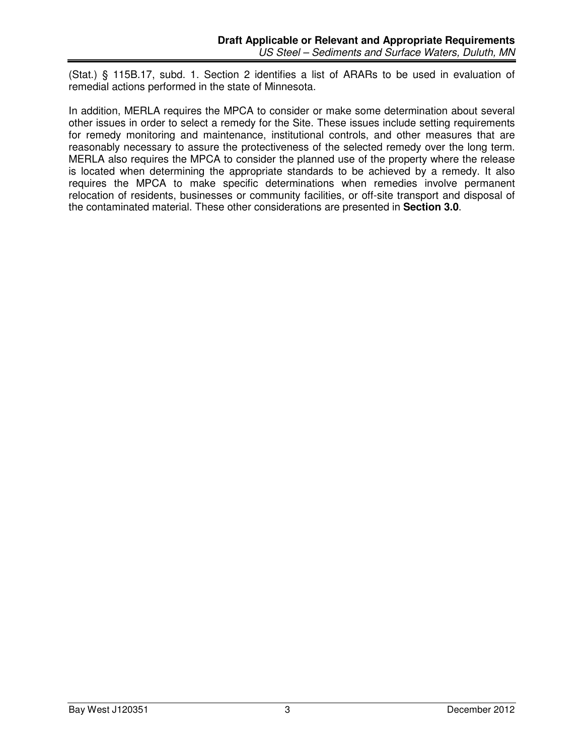(Stat.) § 115B.17, subd. 1. Section 2 identifies a list of ARARs to be used in evaluation of remedial actions performed in the state of Minnesota.

In addition, MERLA requires the MPCA to consider or make some determination about several other issues in order to select a remedy for the Site. These issues include setting requirements for remedy monitoring and maintenance, institutional controls, and other measures that are reasonably necessary to assure the protectiveness of the selected remedy over the long term. MERLA also requires the MPCA to consider the planned use of the property where the release is located when determining the appropriate standards to be achieved by a remedy. It also requires the MPCA to make specific determinations when remedies involve permanent relocation of residents, businesses or community facilities, or off-site transport and disposal of the contaminated material. These other considerations are presented in **Section 3.0**.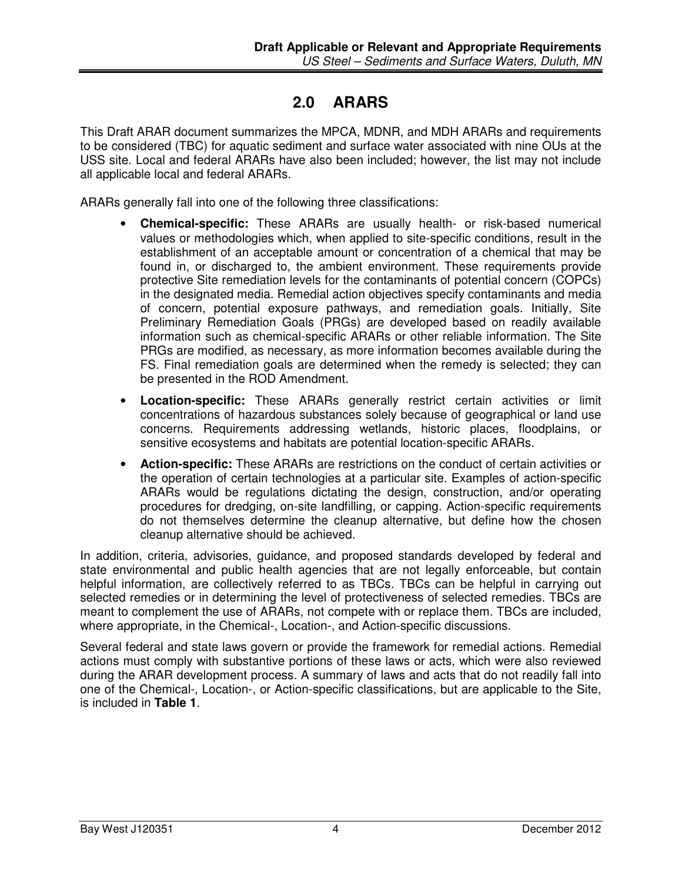## 2.0 ARARS

This Draft ARAR document summarizes the MPCA, MDNR, and MDH ARARs and requirements to be considered (TBC) for aquatic sediment and surface water associated with nine OUs at the USS site. Local and federal ARARs have also been included; however, the list may not include all applicable local and federal ARARs.

ARARs generally fall into one of the following three classifications:

- **Chemical-specific:** These ARARs are usually health- or risk-based numerical values or methodologies which, when applied to site-specific conditions, result in the establishment of an acceptable amount or concentration of a chemical that may be found in, or discharged to, the ambient environment. These requirements provide protective Site remediation levels for the contaminants of potential concern (COPCs) in the designated media. Remedial action objectives specify contaminants and media of concern, potential exposure pathways, and remediation goals. Initially, Site Preliminary Remediation Goals (PRGs) are developed based on readily available information such as chemical-specific ARARs or other reliable information. The Site PRGs are modified, as necessary, as more information becomes available during the FS. Final remediation goals are determined when the remedy is selected; they can be presented in the ROD Amendment.
- **Location-specific:** These ARARs generally restrict certain activities or limit concentrations of hazardous substances solely because of geographical or land use concerns. Requirements addressing wetlands, historic places, floodplains, or sensitive ecosystems and habitats are potential location-specific ARARs.
- **Action-specific:** These ARARs are restrictions on the conduct of certain activities or the operation of certain technologies at a particular site. Examples of action-specific ARARs would be regulations dictating the design, construction, and/or operating procedures for dredging, on-site landfilling, or capping. Action-specific requirements do not themselves determine the cleanup alternative, but define how the chosen cleanup alternative should be achieved.

In addition, criteria, advisories, guidance, and proposed standards developed by federal and state environmental and public health agencies that are not legally enforceable, but contain helpful information, are collectively referred to as TBCs. TBCs can be helpful in carrying out selected remedies or in determining the level of protectiveness of selected remedies. TBCs are meant to complement the use of ARARs, not compete with or replace them. TBCs are included, where appropriate, in the Chemical-, Location-, and Action-specific discussions.

Several federal and state laws govern or provide the framework for remedial actions. Remedial actions must comply with substantive portions of these laws or acts, which were also reviewed during the ARAR development process. A summary of laws and acts that do not readily fall into one of the Chemical-, Location-, or Action-specific classifications, but are applicable to the Site, is included in **Table 1**.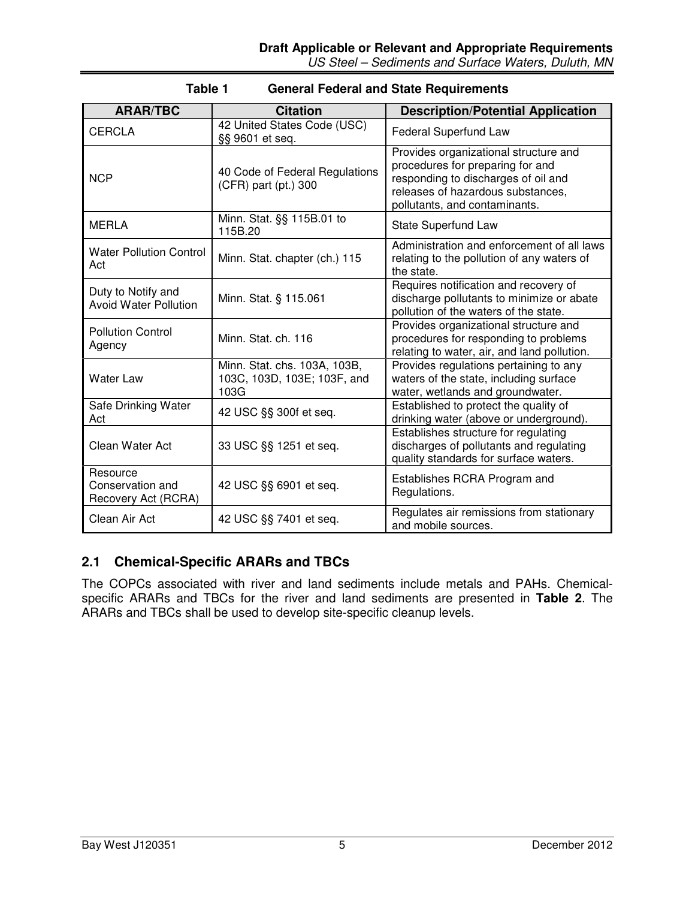Table 1 General Federal and State Requirements

| ARAR/TBC | Citation | Description/Potential Application |
|---|---|---|
| CERCLA | 42 United States Code (USC) §§ 9601 et seq. | Federal Superfund Law |
| NCP | 40 Code of Federal Regulations (CFR) part (pt.) 300 | Provides organizational structure and procedures for preparing for and responding to discharges of oil and releases of hazardous substances, pollutants, and contaminants. |
| MERLA | Minn. Stat. §§ 115B.01 to 115B.20 | State Superfund Law |
| Water Pollution Control Act | Minn. Stat. chapter (ch.) 115 | Administration and enforcement of all laws relating to the pollution of any waters of the state. |
| Duty to Notify and Avoid Water Pollution | Minn. Stat. § 115.061 | Requires notification and recovery of discharge pollutants to minimize or abate pollution of the waters of the state. |
| Pollution Control Agency | Minn. Stat. ch. 116 | Provides organizational structure and procedures for responding to problems relating to water, air, and land pollution. |
| Water Law | Minn. Stat. chs. 103A, 103B, 103C, 103D, 103E; 103F, and 103G | Provides regulations pertaining to any waters of the state, including surface water, wetlands and groundwater. |
| Safe Drinking Water Act | 42 USC §§ 300f et seq. | Established to protect the quality of drinking water (above or underground). |
| Clean Water Act | 33 USC §§ 1251 et seq. | Establishes structure for regulating discharges of pollutants and regulating quality standards for surface waters. |
| Resource Conservation and Recovery Act (RCRA) | 42 USC §§ 6901 et seq. | Establishes RCRA Program and Regulations. |
| Clean Air Act | 42 USC §§ 7401 et seq. | Regulates air remissions from stationary and mobile sources. |

## 2.1 Chemical-Specific ARARs and TBCs

The COPCs associated with river and land sediments include metals and PAHs. Chemical-specific ARARs and TBCs for the river and land sediments are presented in **Table 2**. The ARARs and TBCs shall be used to develop site-specific cleanup levels.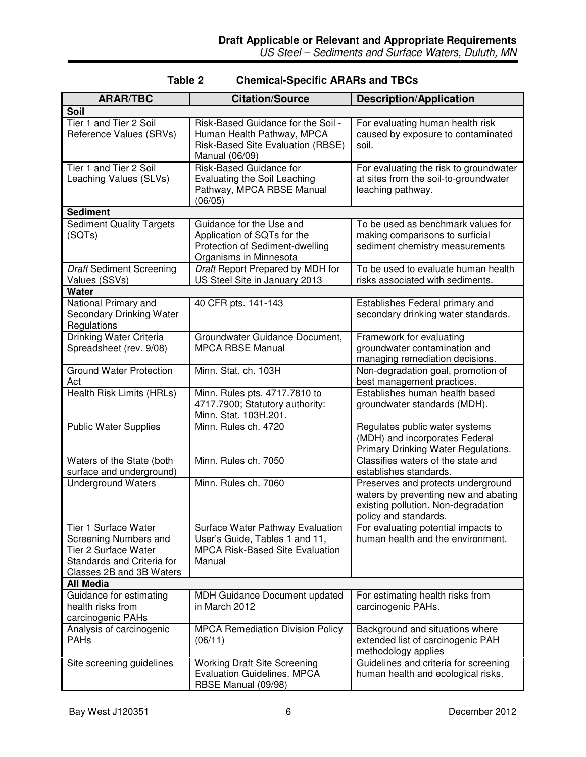**Table 2 Chemical-Specific ARARs and TBCs**

| ARAR/TBC | Citation/Source | Description/Application |
|---|---|---|
| **Soil** | | |
| Tier 1 and Tier 2 Soil Reference Values (SRVs) | Risk-Based Guidance for the Soil - Human Health Pathway, MPCA Risk-Based Site Evaluation (RBSE) Manual (06/09) | For evaluating human health risk caused by exposure to contaminated soil. |
| Tier 1 and Tier 2 Soil Leaching Values (SLVs) | Risk-Based Guidance for Evaluating the Soil Leaching Pathway, MPCA RBSE Manual (06/05) | For evaluating the risk to groundwater at sites from the soil-to-groundwater leaching pathway. |
| **Sediment** | | |
| Sediment Quality Targets (SQTs) | Guidance for the Use and Application of SQTs for the Protection of Sediment-dwelling Organisms in Minnesota | To be used as benchmark values for making comparisons to surficial sediment chemistry measurements |
| *Draft* Sediment Screening Values (SSVs) | *Draft* Report Prepared by MDH for US Steel Site in January 2013 | To be used to evaluate human health risks associated with sediments. |
| **Water** | | |
| National Primary and Secondary Drinking Water Regulations | 40 CFR pts. 141-143 | Establishes Federal primary and secondary drinking water standards. |
| Drinking Water Criteria Spreadsheet (rev. 9/08) | Groundwater Guidance Document, MPCA RBSE Manual | Framework for evaluating groundwater contamination and managing remediation decisions. |
| Ground Water Protection Act | Minn. Stat. ch. 103H | Non-degradation goal, promotion of best management practices. |
| Health Risk Limits (HRLs) | Minn. Rules pts. 4717.7810 to 4717.7900; Statutory authority: Minn. Stat. 103H.201. | Establishes human health based groundwater standards (MDH). |
| Public Water Supplies | Minn. Rules ch. 4720 | Regulates public water systems (MDH) and incorporates Federal Primary Drinking Water Regulations. |
| Waters of the State (both surface and underground) | Minn. Rules ch. 7050 | Classifies waters of the state and establishes standards. |
| Underground Waters | Minn. Rules ch. 7060 | Preserves and protects underground waters by preventing new and abating existing pollution. Non-degradation policy and standards. |
| Tier 1 Surface Water Screening Numbers and Tier 2 Surface Water Standards and Criteria for Classes 2B and 3B Waters | Surface Water Pathway Evaluation User's Guide, Tables 1 and 11, MPCA Risk-Based Site Evaluation Manual | For evaluating potential impacts to human health and the environment. |
| **All Media** | | |
| Guidance for estimating health risks from carcinogenic PAHs | MDH Guidance Document updated in March 2012 | For estimating health risks from carcinogenic PAHs. |
| Analysis of carcinogenic PAHs | MPCA Remediation Division Policy (06/11) | Background and situations where extended list of carcinogenic PAH methodology applies |
| Site screening guidelines | Working Draft Site Screening Evaluation Guidelines. MPCA RBSE Manual (09/98) | Guidelines and criteria for screening human health and ecological risks. |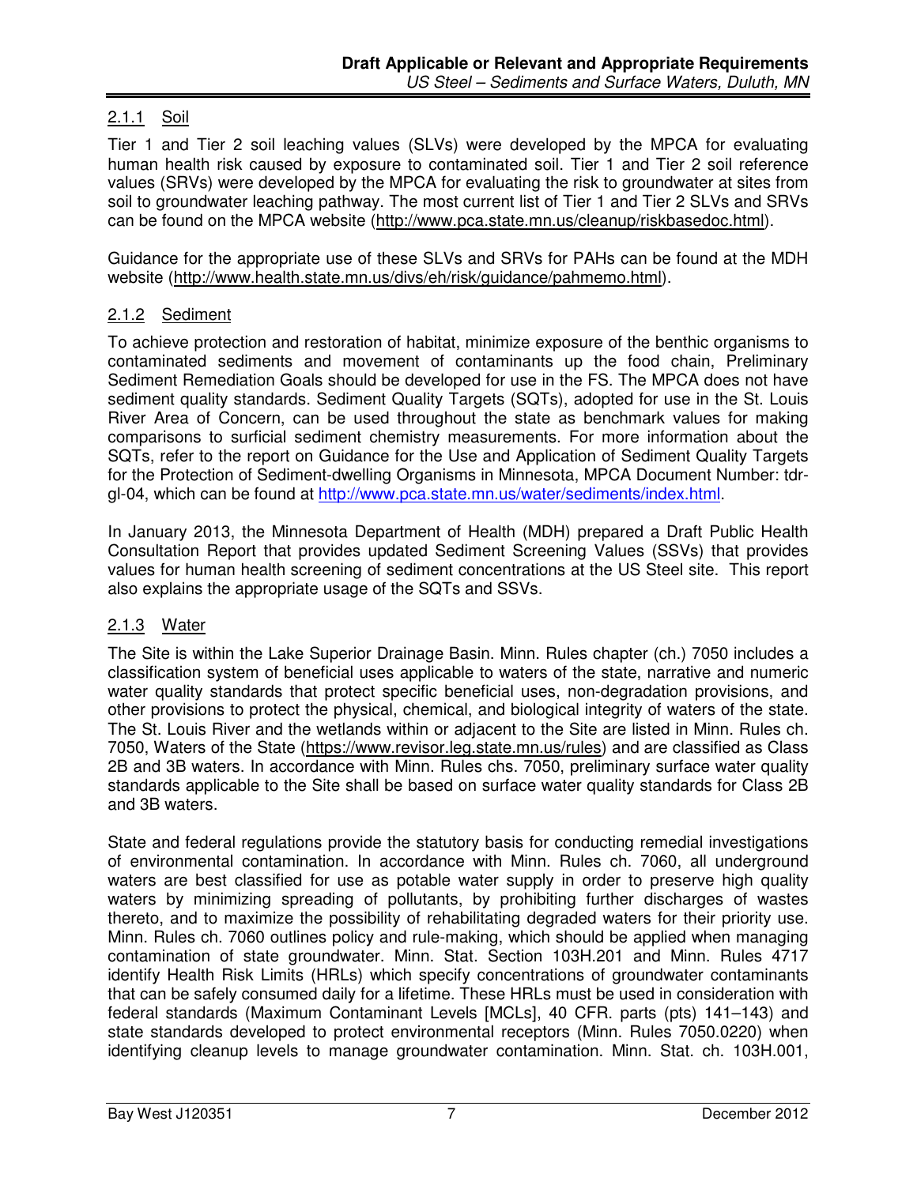### 2.1.1 Soil

Tier 1 and Tier 2 soil leaching values (SLVs) were developed by the MPCA for evaluating human health risk caused by exposure to contaminated soil. Tier 1 and Tier 2 soil reference values (SRVs) were developed by the MPCA for evaluating the risk to groundwater at sites from soil to groundwater leaching pathway. The most current list of Tier 1 and Tier 2 SLVs and SRVs can be found on the MPCA website (http://www.pca.state.mn.us/cleanup/riskbasedoc.html).

Guidance for the appropriate use of these SLVs and SRVs for PAHs can be found at the MDH website (http://www.health.state.mn.us/divs/eh/risk/guidance/pahmemo.html).

### 2.1.2 Sediment

To achieve protection and restoration of habitat, minimize exposure of the benthic organisms to contaminated sediments and movement of contaminants up the food chain, Preliminary Sediment Remediation Goals should be developed for use in the FS. The MPCA does not have sediment quality standards. Sediment Quality Targets (SQTs), adopted for use in the St. Louis River Area of Concern, can be used throughout the state as benchmark values for making comparisons to surficial sediment chemistry measurements. For more information about the SQTs, refer to the report on Guidance for the Use and Application of Sediment Quality Targets for the Protection of Sediment-dwelling Organisms in Minnesota, MPCA Document Number: tdr-gl-04, which can be found at http://www.pca.state.mn.us/water/sediments/index.html.

In January 2013, the Minnesota Department of Health (MDH) prepared a Draft Public Health Consultation Report that provides updated Sediment Screening Values (SSVs) that provides values for human health screening of sediment concentrations at the US Steel site. This report also explains the appropriate usage of the SQTs and SSVs.

### 2.1.3 Water

The Site is within the Lake Superior Drainage Basin. Minn. Rules chapter (ch.) 7050 includes a classification system of beneficial uses applicable to waters of the state, narrative and numeric water quality standards that protect specific beneficial uses, non-degradation provisions, and other provisions to protect the physical, chemical, and biological integrity of waters of the state. The St. Louis River and the wetlands within or adjacent to the Site are listed in Minn. Rules ch. 7050, Waters of the State (https://www.revisor.leg.state.mn.us/rules) and are classified as Class 2B and 3B waters. In accordance with Minn. Rules chs. 7050, preliminary surface water quality standards applicable to the Site shall be based on surface water quality standards for Class 2B and 3B waters.

State and federal regulations provide the statutory basis for conducting remedial investigations of environmental contamination. In accordance with Minn. Rules ch. 7060, all underground waters are best classified for use as potable water supply in order to preserve high quality waters by minimizing spreading of pollutants, by prohibiting further discharges of wastes thereto, and to maximize the possibility of rehabilitating degraded waters for their priority use. Minn. Rules ch. 7060 outlines policy and rule-making, which should be applied when managing contamination of state groundwater. Minn. Stat. Section 103H.201 and Minn. Rules 4717 identify Health Risk Limits (HRLs) which specify concentrations of groundwater contaminants that can be safely consumed daily for a lifetime. These HRLs must be used in consideration with federal standards (Maximum Contaminant Levels [MCLs], 40 CFR. parts (pts) 141–143) and state standards developed to protect environmental receptors (Minn. Rules 7050.0220) when identifying cleanup levels to manage groundwater contamination. Minn. Stat. ch. 103H.001,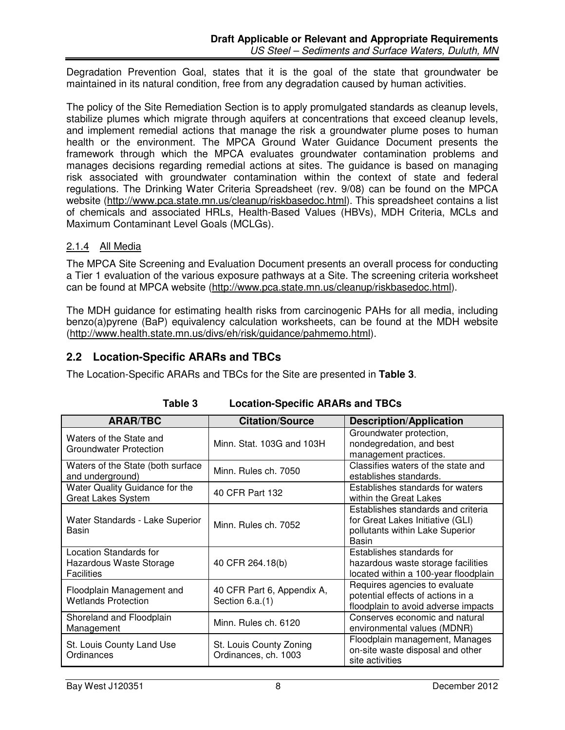Degradation Prevention Goal, states that it is the goal of the state that groundwater be maintained in its natural condition, free from any degradation caused by human activities.

The policy of the Site Remediation Section is to apply promulgated standards as cleanup levels, stabilize plumes which migrate through aquifers at concentrations that exceed cleanup levels, and implement remedial actions that manage the risk a groundwater plume poses to human health or the environment. The MPCA Ground Water Guidance Document presents the framework through which the MPCA evaluates groundwater contamination problems and manages decisions regarding remedial actions at sites. The guidance is based on managing risk associated with groundwater contamination within the context of state and federal regulations. The Drinking Water Criteria Spreadsheet (rev. 9/08) can be found on the MPCA website (http://www.pca.state.mn.us/cleanup/riskbasedoc.html). This spreadsheet contains a list of chemicals and associated HRLs, Health-Based Values (HBVs), MDH Criteria, MCLs and Maximum Contaminant Level Goals (MCLGs).

### 2.1.4 All Media

The MPCA Site Screening and Evaluation Document presents an overall process for conducting a Tier 1 evaluation of the various exposure pathways at a Site. The screening criteria worksheet can be found at MPCA website (http://www.pca.state.mn.us/cleanup/riskbasedoc.html).

The MDH guidance for estimating health risks from carcinogenic PAHs for all media, including benzo(a)pyrene (BaP) equivalency calculation worksheets, can be found at the MDH website (http://www.health.state.mn.us/divs/eh/risk/guidance/pahmemo.html).

## 2.2 Location-Specific ARARs and TBCs

The Location-Specific ARARs and TBCs for the Site are presented in **Table 3**.

**Table 3 Location-Specific ARARs and TBCs**

| ARAR/TBC | Citation/Source | Description/Application |
|---|---|---|
| Waters of the State and Groundwater Protection | Minn. Stat. 103G and 103H | Groundwater protection, nondegredation, and best management practices. |
| Waters of the State (both surface and underground) | Minn. Rules ch. 7050 | Classifies waters of the state and establishes standards. |
| Water Quality Guidance for the Great Lakes System | 40 CFR Part 132 | Establishes standards for waters within the Great Lakes |
| Water Standards - Lake Superior Basin | Minn. Rules ch. 7052 | Establishes standards and criteria for Great Lakes Initiative (GLI) pollutants within Lake Superior Basin |
| Location Standards for Hazardous Waste Storage Facilities | 40 CFR 264.18(b) | Establishes standards for hazardous waste storage facilities located within a 100-year floodplain |
| Floodplain Management and Wetlands Protection | 40 CFR Part 6, Appendix A, Section 6.a.(1) | Requires agencies to evaluate potential effects of actions in a floodplain to avoid adverse impacts |
| Shoreland and Floodplain Management | Minn. Rules ch. 6120 | Conserves economic and natural environmental values (MDNR) |
| St. Louis County Land Use Ordinances | St. Louis County Zoning Ordinances, ch. 1003 | Floodplain management, Manages on-site waste disposal and other site activities |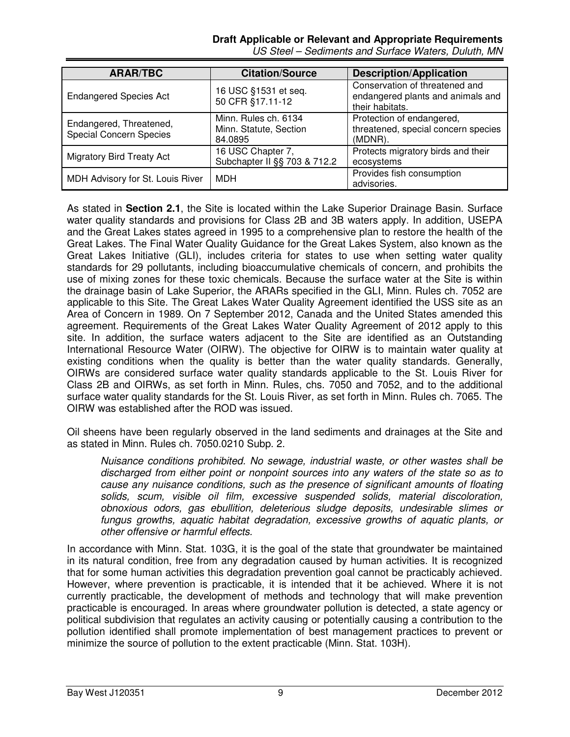| ARAR/TBC | Citation/Source | Description/Application |
| --- | --- | --- |
| Endangered Species Act | 16 USC §1531 et seq.<br>50 CFR §17.11-12 | Conservation of threatened and endangered plants and animals and their habitats. |
| Endangered, Threatened, Special Concern Species | Minn. Rules ch. 6134<br>Minn. Statute, Section 84.0895 | Protection of endangered, threatened, special concern species (MDNR). |
| Migratory Bird Treaty Act | 16 USC Chapter 7, Subchapter II §§ 703 & 712.2 | Protects migratory birds and their ecosystems |
| MDH Advisory for St. Louis River | MDH | Provides fish consumption advisories. |

As stated in **Section 2.1**, the Site is located within the Lake Superior Drainage Basin. Surface water quality standards and provisions for Class 2B and 3B waters apply. In addition, USEPA and the Great Lakes states agreed in 1995 to a comprehensive plan to restore the health of the Great Lakes. The Final Water Quality Guidance for the Great Lakes System, also known as the Great Lakes Initiative (GLI), includes criteria for states to use when setting water quality standards for 29 pollutants, including bioaccumulative chemicals of concern, and prohibits the use of mixing zones for these toxic chemicals. Because the surface water at the Site is within the drainage basin of Lake Superior, the ARARs specified in the GLI, Minn. Rules ch. 7052 are applicable to this Site. The Great Lakes Water Quality Agreement identified the USS site as an Area of Concern in 1989. On 7 September 2012, Canada and the United States amended this agreement. Requirements of the Great Lakes Water Quality Agreement of 2012 apply to this site. In addition, the surface waters adjacent to the Site are identified as an Outstanding International Resource Water (OIRW). The objective for OIRW is to maintain water quality at existing conditions when the quality is better than the water quality standards. Generally, OIRWs are considered surface water quality standards applicable to the St. Louis River for Class 2B and OIRWs, as set forth in Minn. Rules, chs. 7050 and 7052, and to the additional surface water quality standards for the St. Louis River, as set forth in Minn. Rules ch. 7065. The OIRW was established after the ROD was issued.

Oil sheens have been regularly observed in the land sediments and drainages at the Site and as stated in Minn. Rules ch. 7050.0210 Subp. 2.

> *Nuisance conditions prohibited. No sewage, industrial waste, or other wastes shall be discharged from either point or nonpoint sources into any waters of the state so as to cause any nuisance conditions, such as the presence of significant amounts of floating solids, scum, visible oil film, excessive suspended solids, material discoloration, obnoxious odors, gas ebullition, deleterious sludge deposits, undesirable slimes or fungus growths, aquatic habitat degradation, excessive growths of aquatic plants, or other offensive or harmful effects.*

In accordance with Minn. Stat. 103G, it is the goal of the state that groundwater be maintained in its natural condition, free from any degradation caused by human activities. It is recognized that for some human activities this degradation prevention goal cannot be practicably achieved. However, where prevention is practicable, it is intended that it be achieved. Where it is not currently practicable, the development of methods and technology that will make prevention practicable is encouraged. In areas where groundwater pollution is detected, a state agency or political subdivision that regulates an activity causing or potentially causing a contribution to the pollution identified shall promote implementation of best management practices to prevent or minimize the source of pollution to the extent practicable (Minn. Stat. 103H).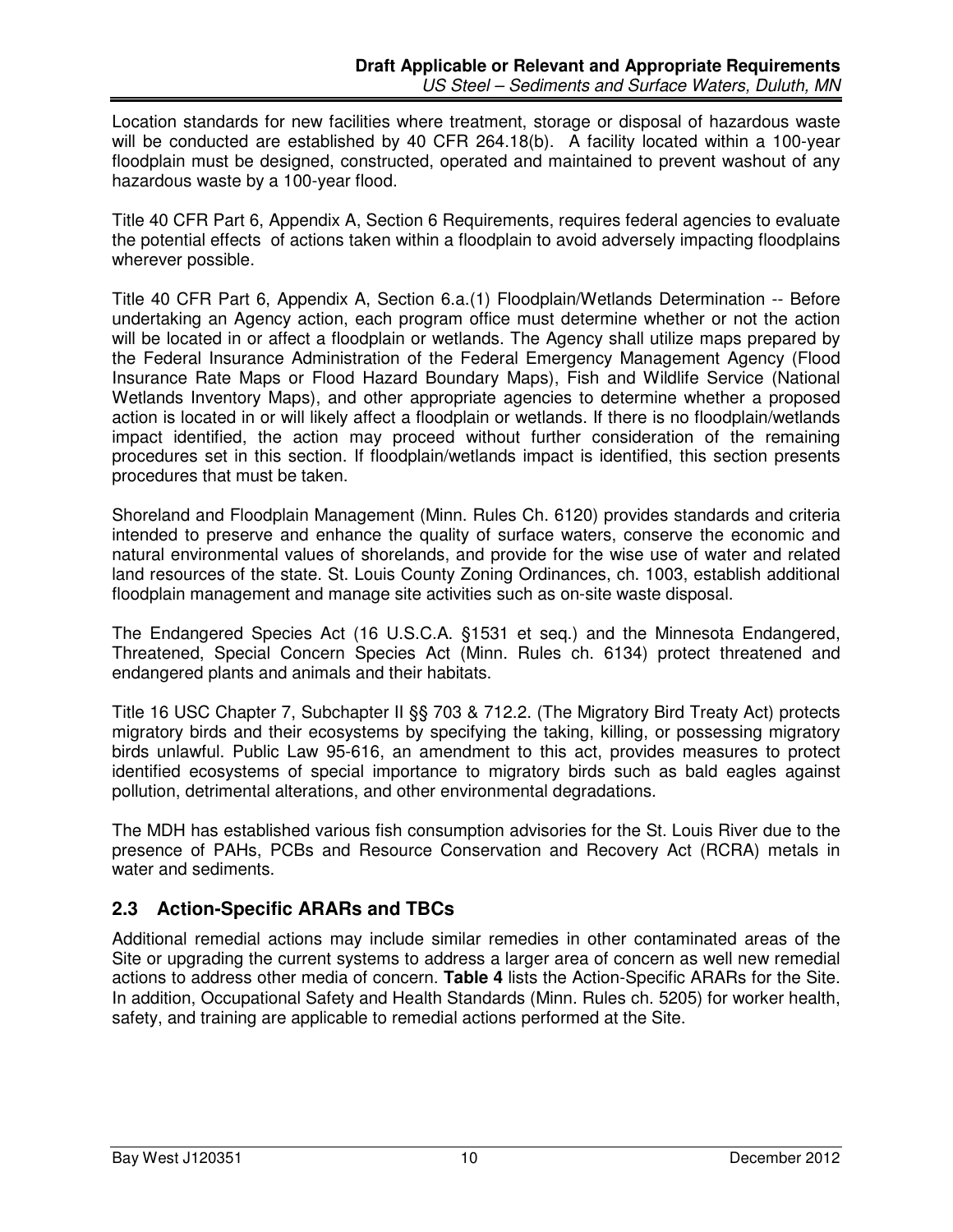Location standards for new facilities where treatment, storage or disposal of hazardous waste will be conducted are established by 40 CFR 264.18(b). A facility located within a 100-year floodplain must be designed, constructed, operated and maintained to prevent washout of any hazardous waste by a 100-year flood.

Title 40 CFR Part 6, Appendix A, Section 6 Requirements, requires federal agencies to evaluate the potential effects of actions taken within a floodplain to avoid adversely impacting floodplains wherever possible.

Title 40 CFR Part 6, Appendix A, Section 6.a.(1) Floodplain/Wetlands Determination -- Before undertaking an Agency action, each program office must determine whether or not the action will be located in or affect a floodplain or wetlands. The Agency shall utilize maps prepared by the Federal Insurance Administration of the Federal Emergency Management Agency (Flood Insurance Rate Maps or Flood Hazard Boundary Maps), Fish and Wildlife Service (National Wetlands Inventory Maps), and other appropriate agencies to determine whether a proposed action is located in or will likely affect a floodplain or wetlands. If there is no floodplain/wetlands impact identified, the action may proceed without further consideration of the remaining procedures set in this section. If floodplain/wetlands impact is identified, this section presents procedures that must be taken.

Shoreland and Floodplain Management (Minn. Rules Ch. 6120) provides standards and criteria intended to preserve and enhance the quality of surface waters, conserve the economic and natural environmental values of shorelands, and provide for the wise use of water and related land resources of the state. St. Louis County Zoning Ordinances, ch. 1003, establish additional floodplain management and manage site activities such as on-site waste disposal.

The Endangered Species Act (16 U.S.C.A. §1531 et seq.) and the Minnesota Endangered, Threatened, Special Concern Species Act (Minn. Rules ch. 6134) protect threatened and endangered plants and animals and their habitats.

Title 16 USC Chapter 7, Subchapter II §§ 703 & 712.2. (The Migratory Bird Treaty Act) protects migratory birds and their ecosystems by specifying the taking, killing, or possessing migratory birds unlawful. Public Law 95-616, an amendment to this act, provides measures to protect identified ecosystems of special importance to migratory birds such as bald eagles against pollution, detrimental alterations, and other environmental degradations.

The MDH has established various fish consumption advisories for the St. Louis River due to the presence of PAHs, PCBs and Resource Conservation and Recovery Act (RCRA) metals in water and sediments.

## 2.3 Action-Specific ARARs and TBCs

Additional remedial actions may include similar remedies in other contaminated areas of the Site or upgrading the current systems to address a larger area of concern as well new remedial actions to address other media of concern. **Table 4** lists the Action-Specific ARARs for the Site. In addition, Occupational Safety and Health Standards (Minn. Rules ch. 5205) for worker health, safety, and training are applicable to remedial actions performed at the Site.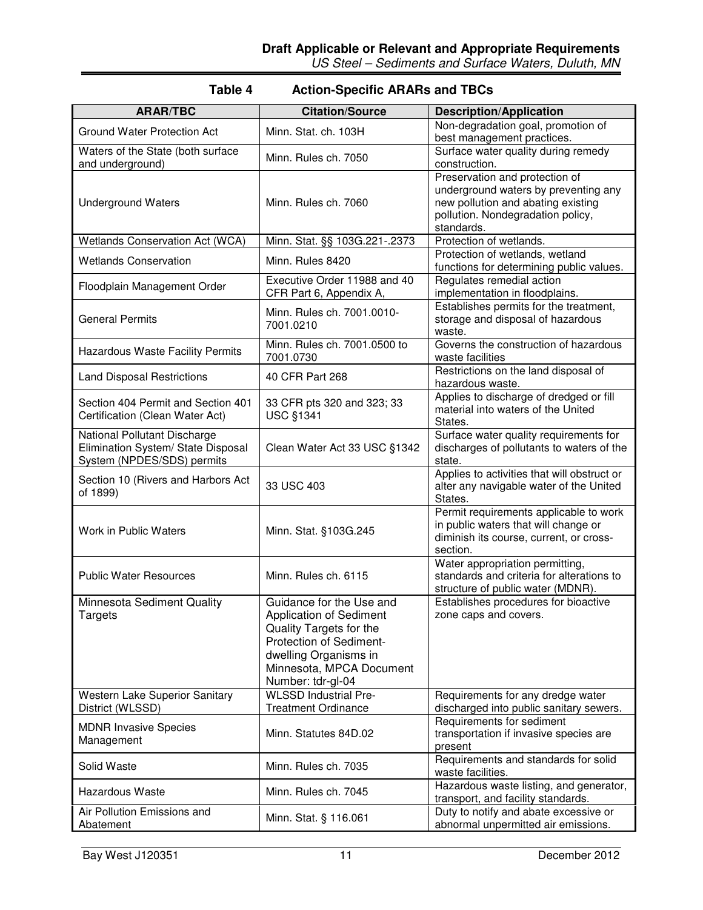**Table 4 Action-Specific ARARs and TBCs**

| ARAR/TBC | Citation/Source | Description/Application |
|---|---|---|
| Ground Water Protection Act | Minn. Stat. ch. 103H | Non-degradation goal, promotion of best management practices. |
| Waters of the State (both surface and underground) | Minn. Rules ch. 7050 | Surface water quality during remedy construction. |
| Underground Waters | Minn. Rules ch. 7060 | Preservation and protection of underground waters by preventing any new pollution and abating existing pollution. Nondegradation policy, standards. |
| Wetlands Conservation Act (WCA) | Minn. Stat. §§ 103G.221-.2373 | Protection of wetlands. |
| Wetlands Conservation | Minn. Rules 8420 | Protection of wetlands, wetland functions for determining public values. |
| Floodplain Management Order | Executive Order 11988 and 40 CFR Part 6, Appendix A, | Regulates remedial action implementation in floodplains. |
| General Permits | Minn. Rules ch. 7001.0010-7001.0210 | Establishes permits for the treatment, storage and disposal of hazardous waste. |
| Hazardous Waste Facility Permits | Minn. Rules ch. 7001.0500 to 7001.0730 | Governs the construction of hazardous waste facilities |
| Land Disposal Restrictions | 40 CFR Part 268 | Restrictions on the land disposal of hazardous waste. |
| Section 404 Permit and Section 401 Certification (Clean Water Act) | 33 CFR pts 320 and 323; 33 USC §1341 | Applies to discharge of dredged or fill material into waters of the United States. |
| National Pollutant Discharge Elimination System/ State Disposal System (NPDES/SDS) permits | Clean Water Act 33 USC §1342 | Surface water quality requirements for discharges of pollutants to waters of the state. |
| Section 10 (Rivers and Harbors Act of 1899) | 33 USC 403 | Applies to activities that will obstruct or alter any navigable water of the United States. |
| Work in Public Waters | Minn. Stat. §103G.245 | Permit requirements applicable to work in public waters that will change or diminish its course, current, or cross-section. |
| Public Water Resources | Minn. Rules ch. 6115 | Water appropriation permitting, standards and criteria for alterations to structure of public water (MDNR). |
| Minnesota Sediment Quality Targets | Guidance for the Use and Application of Sediment Quality Targets for the Protection of Sediment-dwelling Organisms in Minnesota, MPCA Document Number: tdr-gl-04 | Establishes procedures for bioactive zone caps and covers. |
| Western Lake Superior Sanitary District (WLSSD) | WLSSD Industrial Pre-Treatment Ordinance | Requirements for any dredge water discharged into public sanitary sewers. |
| MDNR Invasive Species Management | Minn. Statutes 84D.02 | Requirements for sediment transportation if invasive species are present |
| Solid Waste | Minn. Rules ch. 7035 | Requirements and standards for solid waste facilities. |
| Hazardous Waste | Minn. Rules ch. 7045 | Hazardous waste listing, and generator, transport, and facility standards. |
| Air Pollution Emissions and Abatement | Minn. Stat. § 116.061 | Duty to notify and abate excessive or abnormal unpermitted air emissions. |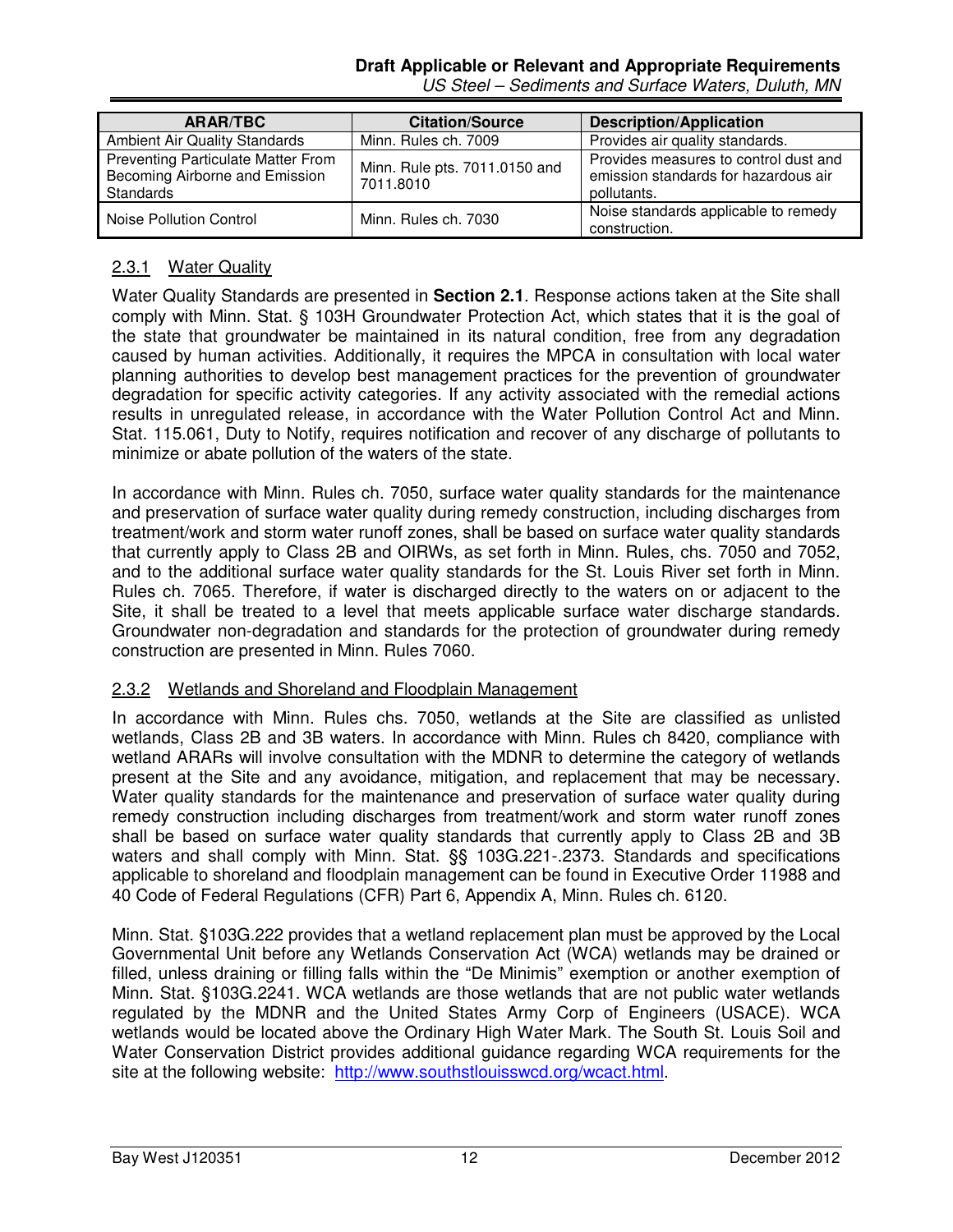| ARAR/TBC | Citation/Source | Description/Application |
|---|---|---|
| Ambient Air Quality Standards | Minn. Rules ch. 7009 | Provides air quality standards. |
| Preventing Particulate Matter From Becoming Airborne and Emission Standards | Minn. Rule pts. 7011.0150 and 7011.8010 | Provides measures to control dust and emission standards for hazardous air pollutants. |
| Noise Pollution Control | Minn. Rules ch. 7030 | Noise standards applicable to remedy construction. |

### 2.3.1 Water Quality

Water Quality Standards are presented in **Section 2.1**. Response actions taken at the Site shall comply with Minn. Stat. § 103H Groundwater Protection Act, which states that it is the goal of the state that groundwater be maintained in its natural condition, free from any degradation caused by human activities. Additionally, it requires the MPCA in consultation with local water planning authorities to develop best management practices for the prevention of groundwater degradation for specific activity categories. If any activity associated with the remedial actions results in unregulated release, in accordance with the Water Pollution Control Act and Minn. Stat. 115.061, Duty to Notify, requires notification and recover of any discharge of pollutants to minimize or abate pollution of the waters of the state.

In accordance with Minn. Rules ch. 7050, surface water quality standards for the maintenance and preservation of surface water quality during remedy construction, including discharges from treatment/work and storm water runoff zones, shall be based on surface water quality standards that currently apply to Class 2B and OIRWs, as set forth in Minn. Rules, chs. 7050 and 7052, and to the additional surface water quality standards for the St. Louis River set forth in Minn. Rules ch. 7065. Therefore, if water is discharged directly to the waters on or adjacent to the Site, it shall be treated to a level that meets applicable surface water discharge standards. Groundwater non-degradation and standards for the protection of groundwater during remedy construction are presented in Minn. Rules 7060.

### 2.3.2 Wetlands and Shoreland and Floodplain Management

In accordance with Minn. Rules chs. 7050, wetlands at the Site are classified as unlisted wetlands, Class 2B and 3B waters. In accordance with Minn. Rules ch 8420, compliance with wetland ARARs will involve consultation with the MDNR to determine the category of wetlands present at the Site and any avoidance, mitigation, and replacement that may be necessary. Water quality standards for the maintenance and preservation of surface water quality during remedy construction including discharges from treatment/work and storm water runoff zones shall be based on surface water quality standards that currently apply to Class 2B and 3B waters and shall comply with Minn. Stat. §§ 103G.221-.2373. Standards and specifications applicable to shoreland and floodplain management can be found in Executive Order 11988 and 40 Code of Federal Regulations (CFR) Part 6, Appendix A, Minn. Rules ch. 6120.

Minn. Stat. §103G.222 provides that a wetland replacement plan must be approved by the Local Governmental Unit before any Wetlands Conservation Act (WCA) wetlands may be drained or filled, unless draining or filling falls within the "De Minimis" exemption or another exemption of Minn. Stat. §103G.2241. WCA wetlands are those wetlands that are not public water wetlands regulated by the MDNR and the United States Army Corp of Engineers (USACE). WCA wetlands would be located above the Ordinary High Water Mark. The South St. Louis Soil and Water Conservation District provides additional guidance regarding WCA requirements for the site at the following website: http://www.southstlouisswcd.org/wcact.html.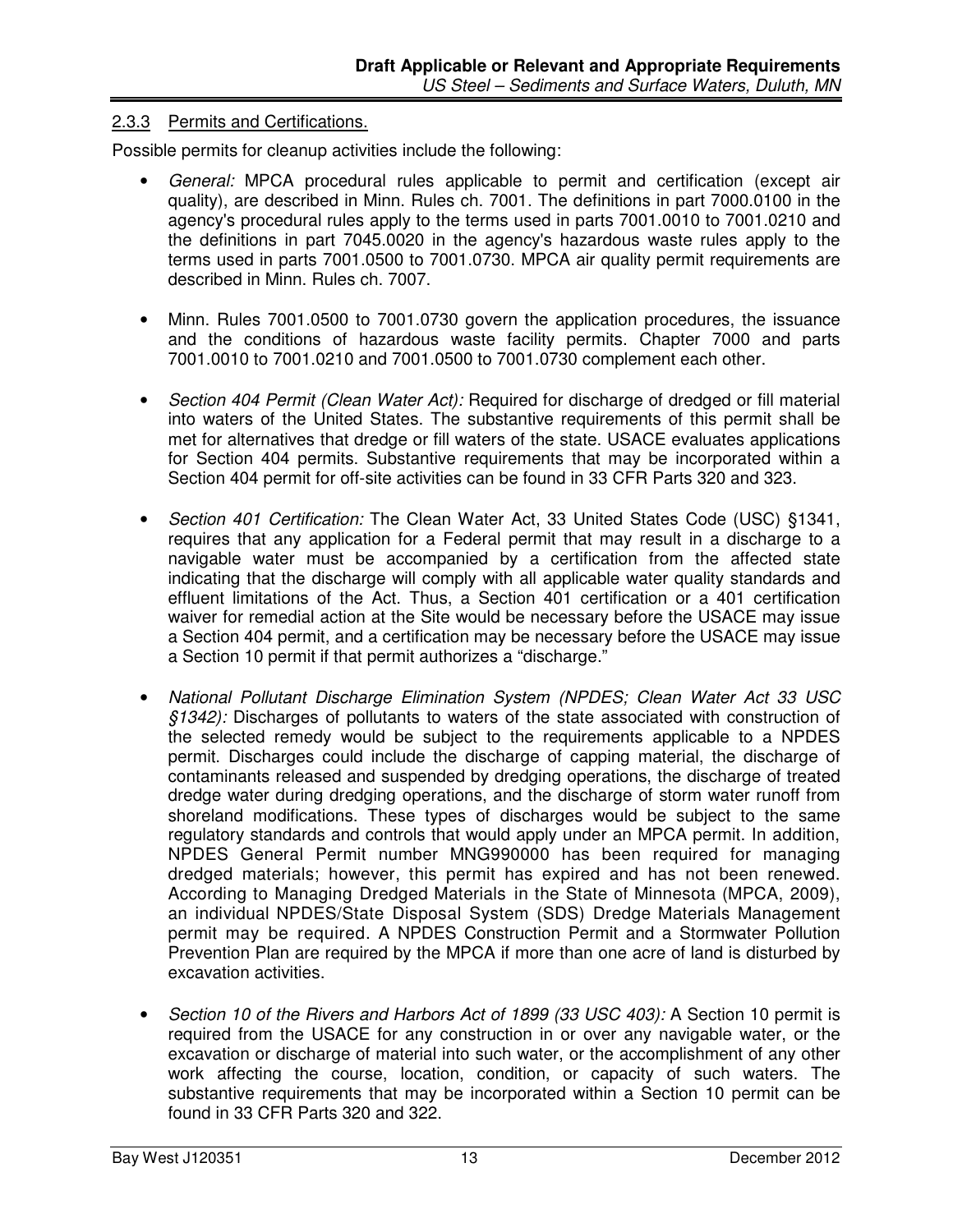### 2.3.3 Permits and Certifications.

Possible permits for cleanup activities include the following:

- *General:* MPCA procedural rules applicable to permit and certification (except air quality), are described in Minn. Rules ch. 7001. The definitions in part 7000.0100 in the agency's procedural rules apply to the terms used in parts 7001.0010 to 7001.0210 and the definitions in part 7045.0020 in the agency's hazardous waste rules apply to the terms used in parts 7001.0500 to 7001.0730. MPCA air quality permit requirements are described in Minn. Rules ch. 7007.

- Minn. Rules 7001.0500 to 7001.0730 govern the application procedures, the issuance and the conditions of hazardous waste facility permits. Chapter 7000 and parts 7001.0010 to 7001.0210 and 7001.0500 to 7001.0730 complement each other.

- *Section 404 Permit (Clean Water Act):* Required for discharge of dredged or fill material into waters of the United States. The substantive requirements of this permit shall be met for alternatives that dredge or fill waters of the state. USACE evaluates applications for Section 404 permits. Substantive requirements that may be incorporated within a Section 404 permit for off-site activities can be found in 33 CFR Parts 320 and 323.

- *Section 401 Certification:* The Clean Water Act, 33 United States Code (USC) §1341, requires that any application for a Federal permit that may result in a discharge to a navigable water must be accompanied by a certification from the affected state indicating that the discharge will comply with all applicable water quality standards and effluent limitations of the Act. Thus, a Section 401 certification or a 401 certification waiver for remedial action at the Site would be necessary before the USACE may issue a Section 404 permit, and a certification may be necessary before the USACE may issue a Section 10 permit if that permit authorizes a "discharge."

- *National Pollutant Discharge Elimination System (NPDES; Clean Water Act 33 USC §1342):* Discharges of pollutants to waters of the state associated with construction of the selected remedy would be subject to the requirements applicable to a NPDES permit. Discharges could include the discharge of capping material, the discharge of contaminants released and suspended by dredging operations, the discharge of treated dredge water during dredging operations, and the discharge of storm water runoff from shoreland modifications. These types of discharges would be subject to the same regulatory standards and controls that would apply under an MPCA permit. In addition, NPDES General Permit number MNG990000 has been required for managing dredged materials; however, this permit has expired and has not been renewed. According to Managing Dredged Materials in the State of Minnesota (MPCA, 2009), an individual NPDES/State Disposal System (SDS) Dredge Materials Management permit may be required. A NPDES Construction Permit and a Stormwater Pollution Prevention Plan are required by the MPCA if more than one acre of land is disturbed by excavation activities.

- *Section 10 of the Rivers and Harbors Act of 1899 (33 USC 403):* A Section 10 permit is required from the USACE for any construction in or over any navigable water, or the excavation or discharge of material into such water, or the accomplishment of any other work affecting the course, location, condition, or capacity of such waters. The substantive requirements that may be incorporated within a Section 10 permit can be found in 33 CFR Parts 320 and 322.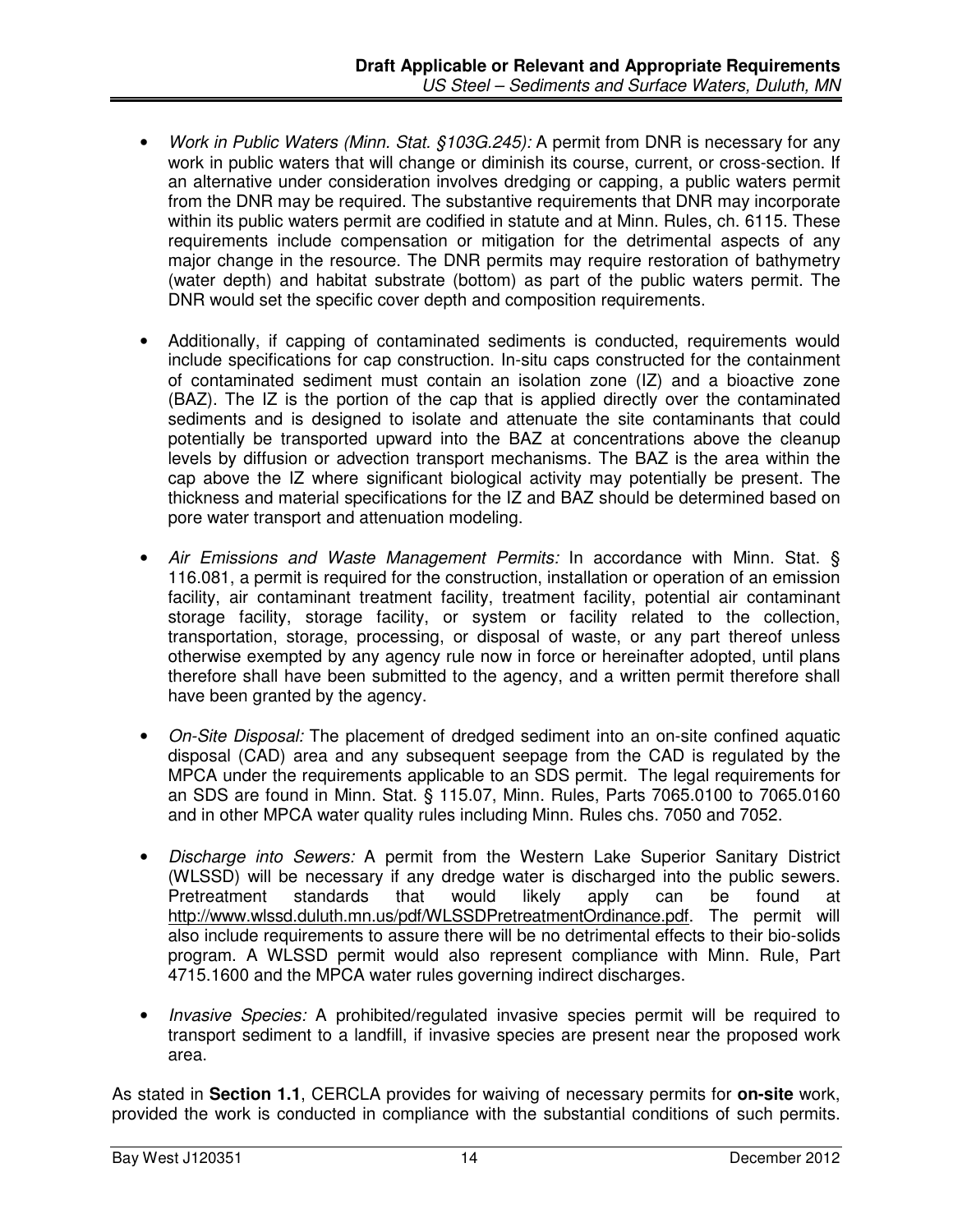- *Work in Public Waters (Minn. Stat. §103G.245):* A permit from DNR is necessary for any work in public waters that will change or diminish its course, current, or cross-section. If an alternative under consideration involves dredging or capping, a public waters permit from the DNR may be required. The substantive requirements that DNR may incorporate within its public waters permit are codified in statute and at Minn. Rules, ch. 6115. These requirements include compensation or mitigation for the detrimental aspects of any major change in the resource. The DNR permits may require restoration of bathymetry (water depth) and habitat substrate (bottom) as part of the public waters permit. The DNR would set the specific cover depth and composition requirements.

- Additionally, if capping of contaminated sediments is conducted, requirements would include specifications for cap construction. In-situ caps constructed for the containment of contaminated sediment must contain an isolation zone (IZ) and a bioactive zone (BAZ). The IZ is the portion of the cap that is applied directly over the contaminated sediments and is designed to isolate and attenuate the site contaminants that could potentially be transported upward into the BAZ at concentrations above the cleanup levels by diffusion or advection transport mechanisms. The BAZ is the area within the cap above the IZ where significant biological activity may potentially be present. The thickness and material specifications for the IZ and BAZ should be determined based on pore water transport and attenuation modeling.

- *Air Emissions and Waste Management Permits:* In accordance with Minn. Stat. § 116.081, a permit is required for the construction, installation or operation of an emission facility, air contaminant treatment facility, treatment facility, potential air contaminant storage facility, storage facility, or system or facility related to the collection, transportation, storage, processing, or disposal of waste, or any part thereof unless otherwise exempted by any agency rule now in force or hereinafter adopted, until plans therefore shall have been submitted to the agency, and a written permit therefore shall have been granted by the agency.

- *On-Site Disposal:* The placement of dredged sediment into an on-site confined aquatic disposal (CAD) area and any subsequent seepage from the CAD is regulated by the MPCA under the requirements applicable to an SDS permit. The legal requirements for an SDS are found in Minn. Stat. § 115.07, Minn. Rules, Parts 7065.0100 to 7065.0160 and in other MPCA water quality rules including Minn. Rules chs. 7050 and 7052.

- *Discharge into Sewers:* A permit from the Western Lake Superior Sanitary District (WLSSD) will be necessary if any dredge water is discharged into the public sewers. Pretreatment standards that would likely apply can be found at http://www.wlssd.duluth.mn.us/pdf/WLSSDPretreatmentOrdinance.pdf. The permit will also include requirements to assure there will be no detrimental effects to their bio-solids program. A WLSSD permit would also represent compliance with Minn. Rule, Part 4715.1600 and the MPCA water rules governing indirect discharges.

- *Invasive Species:* A prohibited/regulated invasive species permit will be required to transport sediment to a landfill, if invasive species are present near the proposed work area.

As stated in **Section 1.1**, CERCLA provides for waiving of necessary permits for **on-site** work, provided the work is conducted in compliance with the substantial conditions of such permits.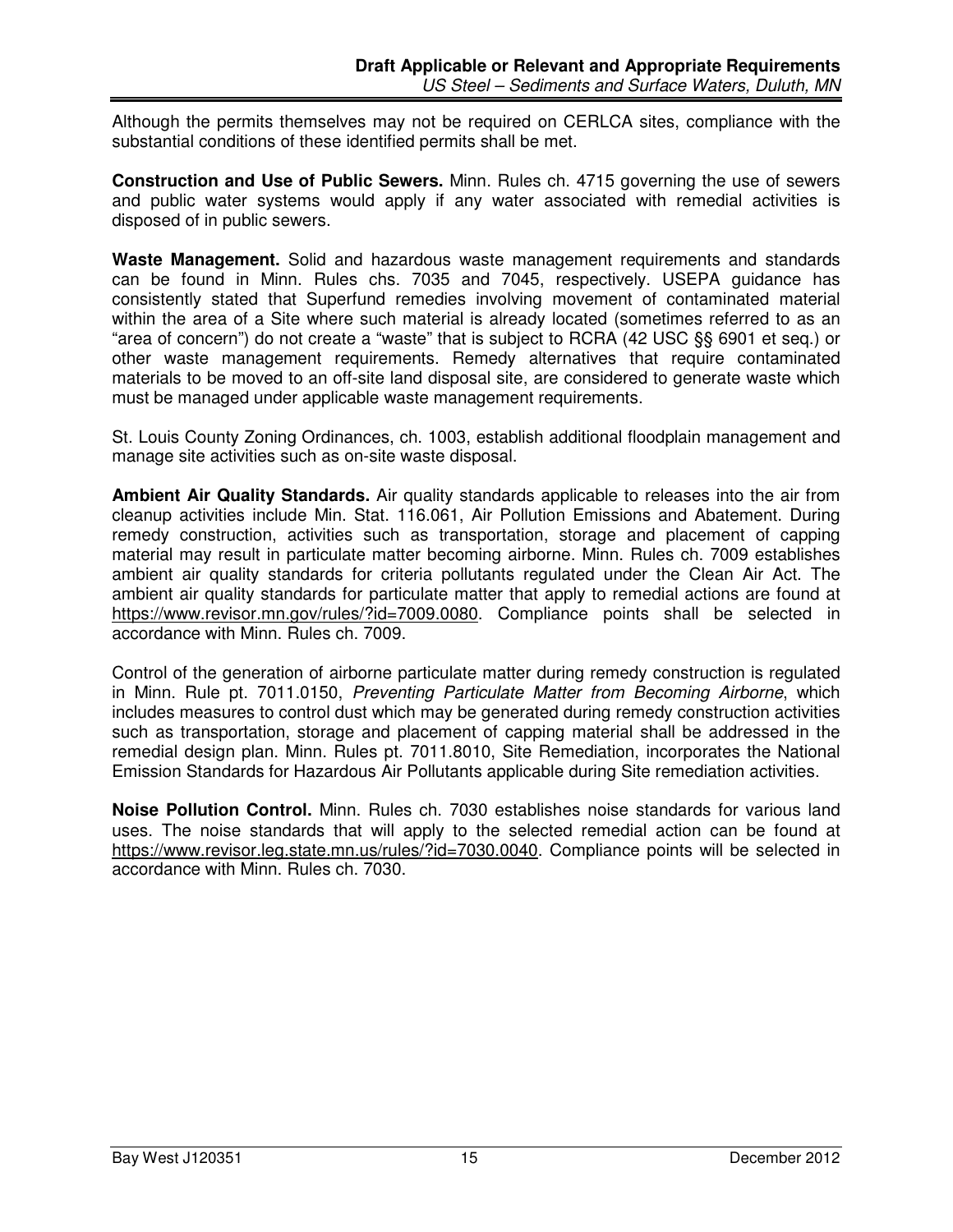Although the permits themselves may not be required on CERLCA sites, compliance with the substantial conditions of these identified permits shall be met.

**Construction and Use of Public Sewers.** Minn. Rules ch. 4715 governing the use of sewers and public water systems would apply if any water associated with remedial activities is disposed of in public sewers.

**Waste Management.** Solid and hazardous waste management requirements and standards can be found in Minn. Rules chs. 7035 and 7045, respectively. USEPA guidance has consistently stated that Superfund remedies involving movement of contaminated material within the area of a Site where such material is already located (sometimes referred to as an "area of concern") do not create a "waste" that is subject to RCRA (42 USC §§ 6901 et seq.) or other waste management requirements. Remedy alternatives that require contaminated materials to be moved to an off-site land disposal site, are considered to generate waste which must be managed under applicable waste management requirements.

St. Louis County Zoning Ordinances, ch. 1003, establish additional floodplain management and manage site activities such as on-site waste disposal.

**Ambient Air Quality Standards.** Air quality standards applicable to releases into the air from cleanup activities include Min. Stat. 116.061, Air Pollution Emissions and Abatement. During remedy construction, activities such as transportation, storage and placement of capping material may result in particulate matter becoming airborne. Minn. Rules ch. 7009 establishes ambient air quality standards for criteria pollutants regulated under the Clean Air Act. The ambient air quality standards for particulate matter that apply to remedial actions are found at https://www.revisor.mn.gov/rules/?id=7009.0080. Compliance points shall be selected in accordance with Minn. Rules ch. 7009.

Control of the generation of airborne particulate matter during remedy construction is regulated in Minn. Rule pt. 7011.0150, *Preventing Particulate Matter from Becoming Airborne*, which includes measures to control dust which may be generated during remedy construction activities such as transportation, storage and placement of capping material shall be addressed in the remedial design plan. Minn. Rules pt. 7011.8010, Site Remediation, incorporates the National Emission Standards for Hazardous Air Pollutants applicable during Site remediation activities.

**Noise Pollution Control.** Minn. Rules ch. 7030 establishes noise standards for various land uses. The noise standards that will apply to the selected remedial action can be found at https://www.revisor.leg.state.mn.us/rules/?id=7030.0040. Compliance points will be selected in accordance with Minn. Rules ch. 7030.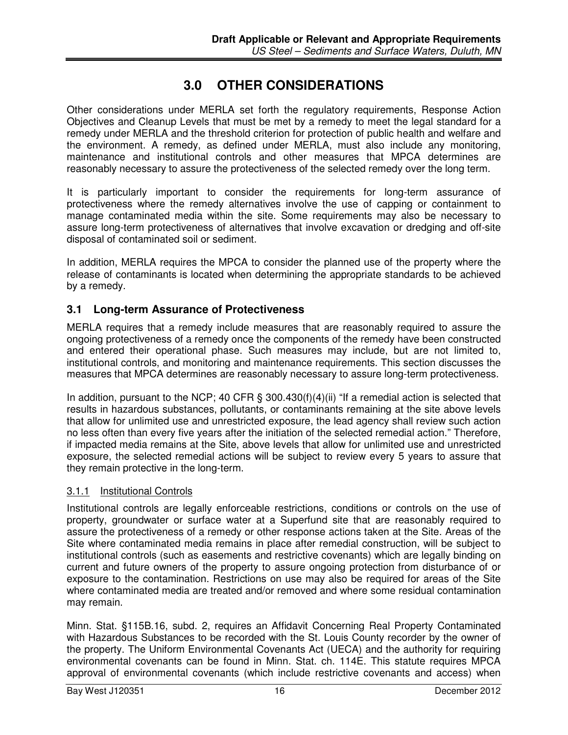# 3.0 OTHER CONSIDERATIONS

Other considerations under MERLA set forth the regulatory requirements, Response Action Objectives and Cleanup Levels that must be met by a remedy to meet the legal standard for a remedy under MERLA and the threshold criterion for protection of public health and welfare and the environment. A remedy, as defined under MERLA, must also include any monitoring, maintenance and institutional controls and other measures that MPCA determines are reasonably necessary to assure the protectiveness of the selected remedy over the long term.

It is particularly important to consider the requirements for long-term assurance of protectiveness where the remedy alternatives involve the use of capping or containment to manage contaminated media within the site. Some requirements may also be necessary to assure long-term protectiveness of alternatives that involve excavation or dredging and off-site disposal of contaminated soil or sediment.

In addition, MERLA requires the MPCA to consider the planned use of the property where the release of contaminants is located when determining the appropriate standards to be achieved by a remedy.

## 3.1 Long-term Assurance of Protectiveness

MERLA requires that a remedy include measures that are reasonably required to assure the ongoing protectiveness of a remedy once the components of the remedy have been constructed and entered their operational phase. Such measures may include, but are not limited to, institutional controls, and monitoring and maintenance requirements. This section discusses the measures that MPCA determines are reasonably necessary to assure long-term protectiveness.

In addition, pursuant to the NCP; 40 CFR § 300.430(f)(4)(ii) "If a remedial action is selected that results in hazardous substances, pollutants, or contaminants remaining at the site above levels that allow for unlimited use and unrestricted exposure, the lead agency shall review such action no less often than every five years after the initiation of the selected remedial action." Therefore, if impacted media remains at the Site, above levels that allow for unlimited use and unrestricted exposure, the selected remedial actions will be subject to review every 5 years to assure that they remain protective in the long-term.

### 3.1.1 Institutional Controls

Institutional controls are legally enforceable restrictions, conditions or controls on the use of property, groundwater or surface water at a Superfund site that are reasonably required to assure the protectiveness of a remedy or other response actions taken at the Site. Areas of the Site where contaminated media remains in place after remedial construction, will be subject to institutional controls (such as easements and restrictive covenants) which are legally binding on current and future owners of the property to assure ongoing protection from disturbance of or exposure to the contamination. Restrictions on use may also be required for areas of the Site where contaminated media are treated and/or removed and where some residual contamination may remain.

Minn. Stat. §115B.16, subd. 2, requires an Affidavit Concerning Real Property Contaminated with Hazardous Substances to be recorded with the St. Louis County recorder by the owner of the property. The Uniform Environmental Covenants Act (UECA) and the authority for requiring environmental covenants can be found in Minn. Stat. ch. 114E. This statute requires MPCA approval of environmental covenants (which include restrictive covenants and access) when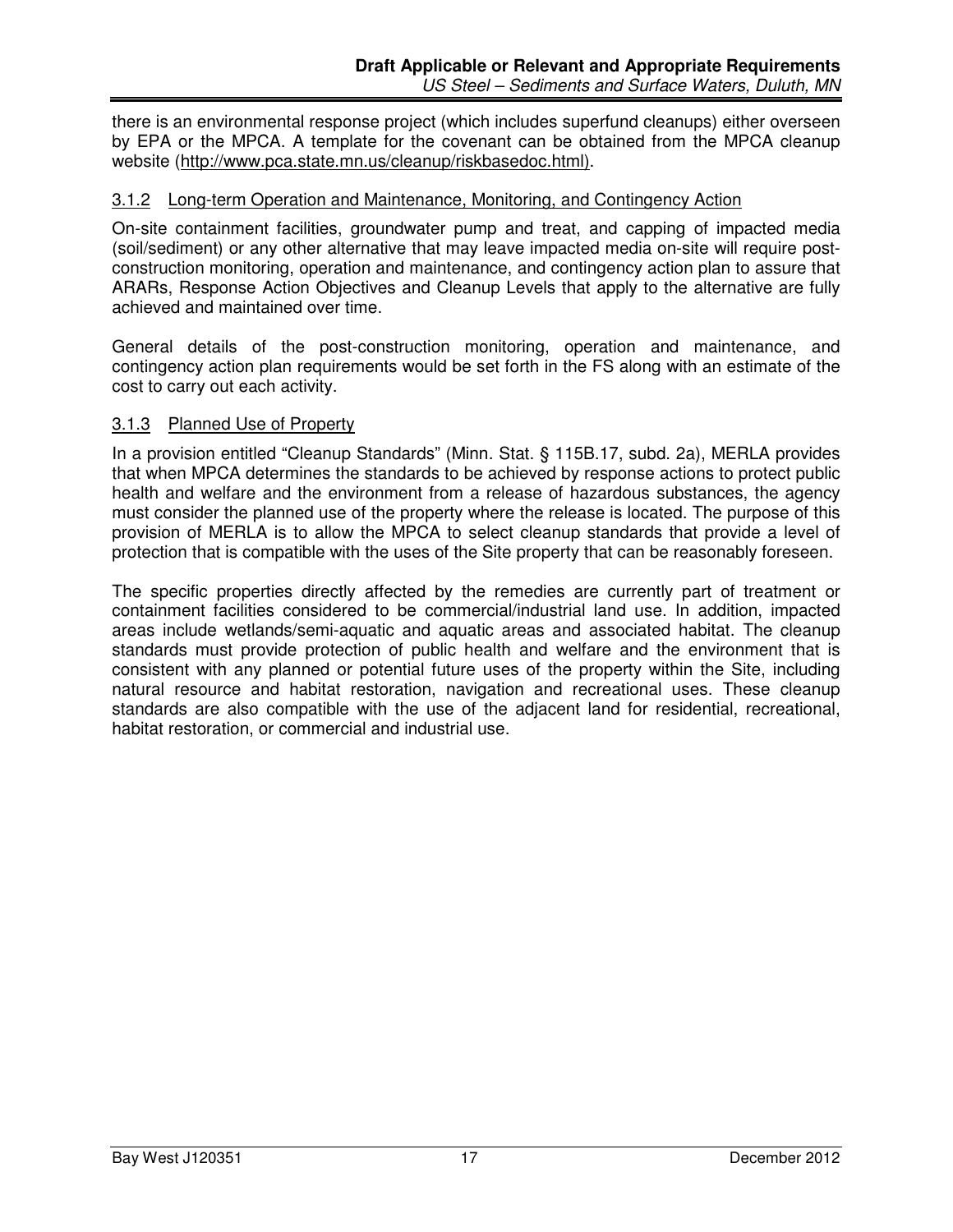there is an environmental response project (which includes superfund cleanups) either overseen by EPA or the MPCA. A template for the covenant can be obtained from the MPCA cleanup website (http://www.pca.state.mn.us/cleanup/riskbasedoc.html).

### 3.1.2 Long-term Operation and Maintenance, Monitoring, and Contingency Action

On-site containment facilities, groundwater pump and treat, and capping of impacted media (soil/sediment) or any other alternative that may leave impacted media on-site will require post-construction monitoring, operation and maintenance, and contingency action plan to assure that ARARs, Response Action Objectives and Cleanup Levels that apply to the alternative are fully achieved and maintained over time.

General details of the post-construction monitoring, operation and maintenance, and contingency action plan requirements would be set forth in the FS along with an estimate of the cost to carry out each activity.

### 3.1.3 Planned Use of Property

In a provision entitled "Cleanup Standards" (Minn. Stat. § 115B.17, subd. 2a), MERLA provides that when MPCA determines the standards to be achieved by response actions to protect public health and welfare and the environment from a release of hazardous substances, the agency must consider the planned use of the property where the release is located. The purpose of this provision of MERLA is to allow the MPCA to select cleanup standards that provide a level of protection that is compatible with the uses of the Site property that can be reasonably foreseen.

The specific properties directly affected by the remedies are currently part of treatment or containment facilities considered to be commercial/industrial land use. In addition, impacted areas include wetlands/semi-aquatic and aquatic areas and associated habitat. The cleanup standards must provide protection of public health and welfare and the environment that is consistent with any planned or potential future uses of the property within the Site, including natural resource and habitat restoration, navigation and recreational uses. These cleanup standards are also compatible with the use of the adjacent land for residential, recreational, habitat restoration, or commercial and industrial use.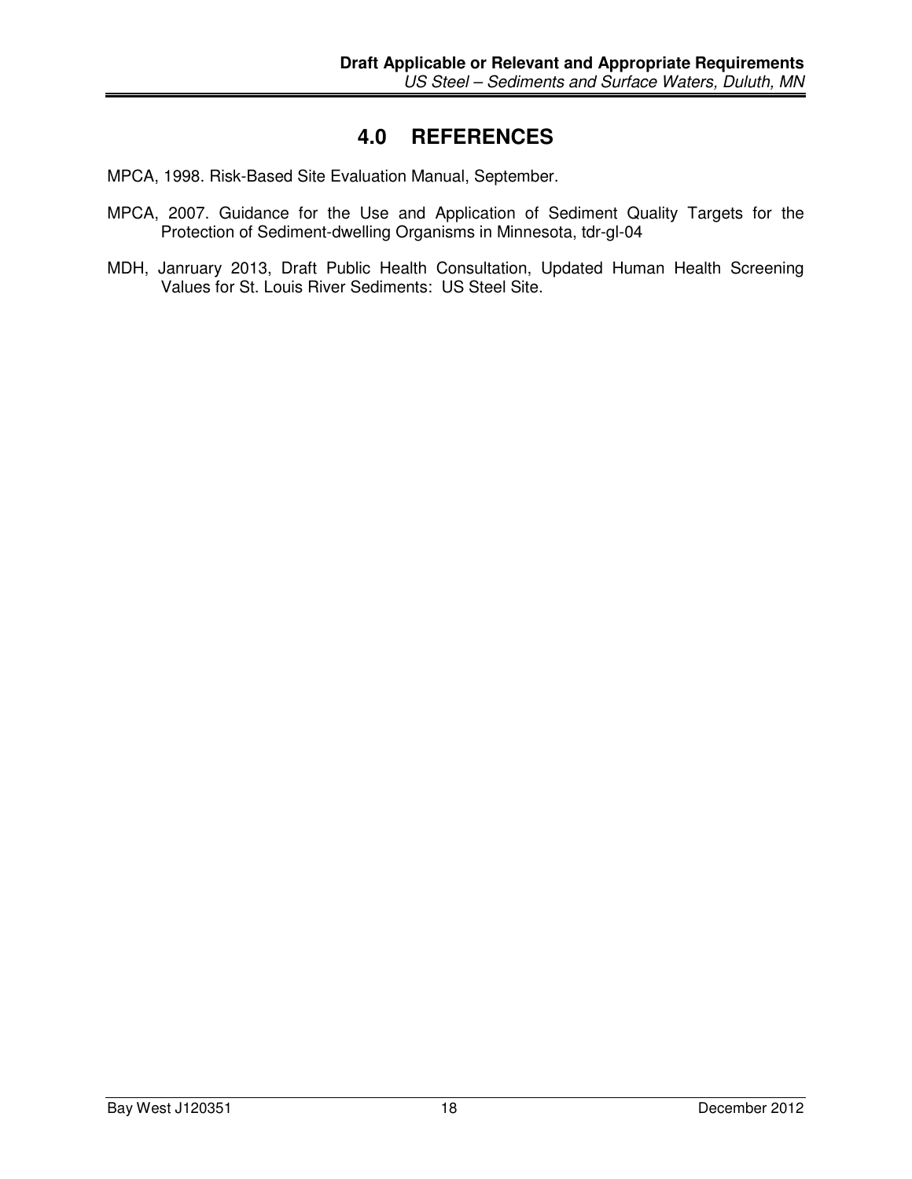# 4.0 REFERENCES

MPCA, 1998. Risk-Based Site Evaluation Manual, September.

MPCA, 2007. Guidance for the Use and Application of Sediment Quality Targets for the Protection of Sediment-dwelling Organisms in Minnesota, tdr-gl-04

MDH, Janruary 2013, Draft Public Health Consultation, Updated Human Health Screening Values for St. Louis River Sediments: US Steel Site.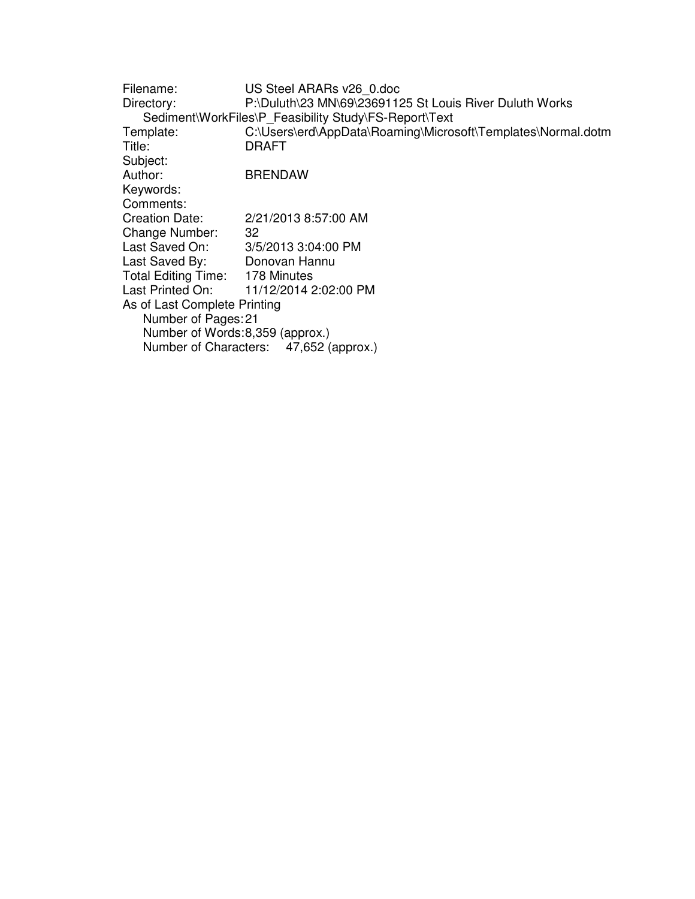Filename: US Steel ARARs v26_0.doc
Directory: P:\Duluth\23 MN\69\23691125 St Louis River Duluth Works Sediment\WorkFiles\P_Feasibility Study\FS-Report\Text
Template: C:\Users\erd\AppData\Roaming\Microsoft\Templates\Normal.dotm
Title: DRAFT
Subject:
Author: BRENDAW
Keywords:
Comments:
Creation Date: 2/21/2013 8:57:00 AM
Change Number: 32
Last Saved On: 3/5/2013 3:04:00 PM
Last Saved By: Donovan Hannu
Total Editing Time: 178 Minutes
Last Printed On: 11/12/2014 2:02:00 PM
As of Last Complete Printing
Number of Pages: 21
Number of Words: 8,359 (approx.)
Number of Characters: 47,652 (approx.)